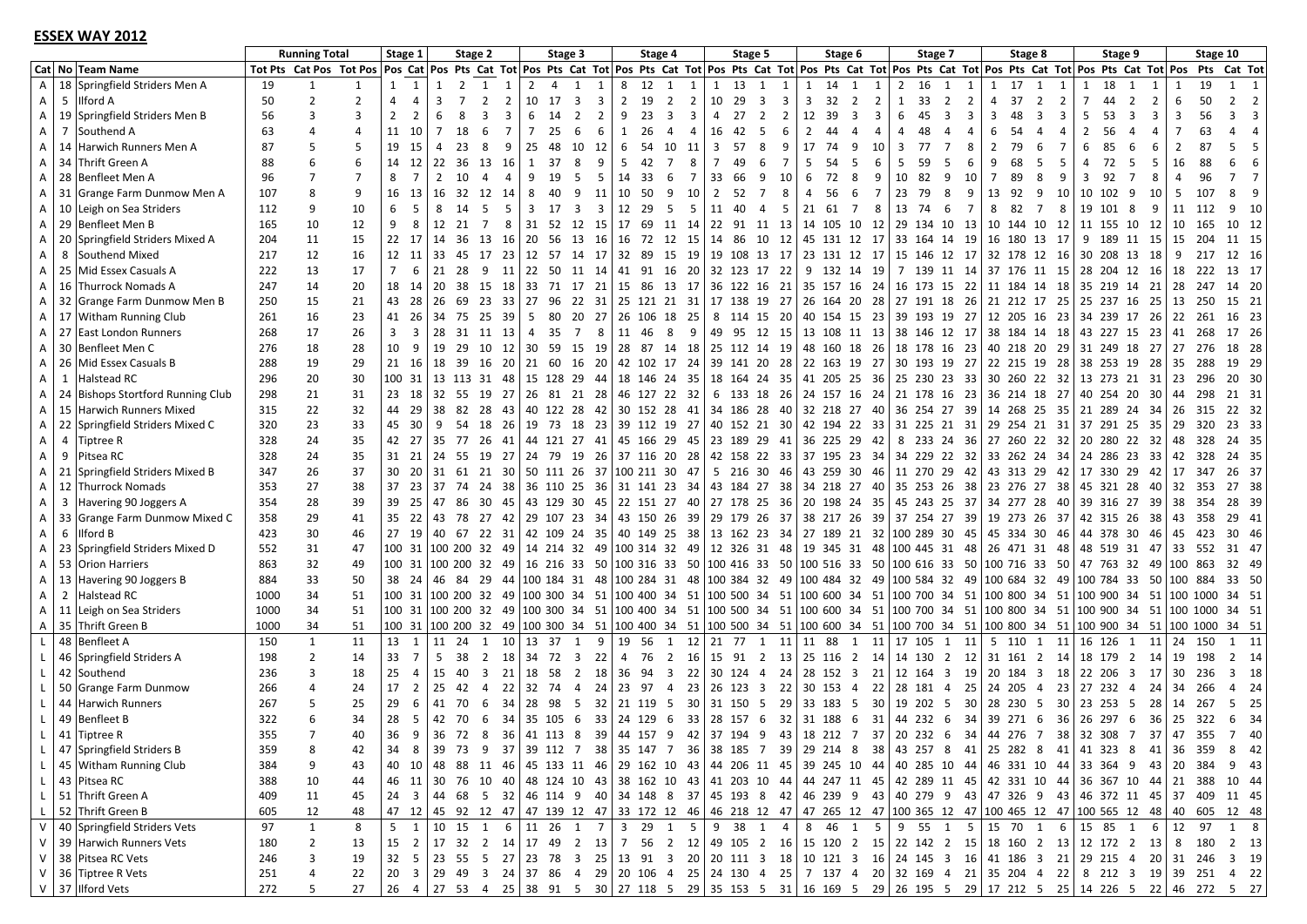## ESSEX WAY 2012

| | | | Running Total | | | Stage 1 | | Stage 2 | | | | Stage 3 | | | | Stage 4 | | | | Stage 5 | | | | Stage 6 | | | | Stage 7 | | | | Stage 8 | | | | Stage 9 | | | | Stage 10 | | | |
|---|---|---|---|---|---|---|---|---|---|---|---|---|---|---|---|---|---|---|---|---|---|---|---|---|---|---|---|---|---|---|---|---|---|---|---|---|---|---|---|---|---|---|---|
| Cat | No | Team Name | Tot Pts | Cat Pos | Tot Pos | Pos | Cat | Pos | Pts | Cat | Tot | Pos | Pts | Cat | Tot | Pos | Pts | Cat | Tot | Pos | Pts | Cat | Tot | Pos | Pts | Cat | Tot | Pos | Pts | Cat | Tot | Pos | Pts | Cat | Tot | Pos | Pts | Cat | Tot | Pos | Pts | Cat | Tot |
| A | 18 | Springfield Striders Men A | 19 | 1 | 1 | 1 | 1 | 1 | 2 | 1 | 1 | 2 | 4 | 1 | 1 | 8 | 12 | 1 | 1 | 1 | 13 | 1 | 1 | 1 | 14 | 1 | 1 | 2 | 16 | 1 | 1 | 1 | 17 | 1 | 1 | 1 | 18 | 1 | 1 | 1 | 19 | 1 | 1 |
| A | 5 | Ilford A | 50 | 2 | 2 | 4 | 4 | 3 | 7 | 2 | 2 | 10 | 17 | 3 | 3 | 2 | 19 | 2 | 2 | 10 | 29 | 3 | 3 | 3 | 32 | 2 | 2 | 1 | 33 | 2 | 2 | 4 | 37 | 2 | 2 | 7 | 44 | 2 | 2 | 6 | 50 | 2 | 2 |
| A | 19 | Springfield Striders Men B | 56 | 3 | 3 | 2 | 2 | 6 | 8 | 3 | 3 | 6 | 14 | 2 | 2 | 9 | 23 | 3 | 3 | 4 | 27 | 2 | 2 | 12 | 39 | 3 | 3 | 6 | 45 | 3 | 3 | 3 | 48 | 3 | 3 | 5 | 53 | 3 | 3 | 3 | 56 | 3 | 3 |
| A | 7 | Southend A | 63 | 4 | 4 | 11 | 10 | 7 | 18 | 6 | 7 | 7 | 25 | 6 | 6 | 1 | 26 | 4 | 4 | 16 | 42 | 5 | 6 | 2 | 44 | 4 | 4 | 4 | 48 | 4 | 4 | 6 | 54 | 4 | 4 | 2 | 56 | 4 | 4 | 7 | 63 | 4 | 4 |
| A | 14 | Harwich Runners Men A | 87 | 5 | 5 | 19 | 15 | 4 | 23 | 8 | 9 | 25 | 48 | 10 | 12 | 6 | 54 | 10 | 11 | 3 | 57 | 8 | 9 | 17 | 74 | 9 | 10 | 3 | 77 | 7 | 8 | 2 | 79 | 6 | 7 | 6 | 85 | 6 | 6 | 2 | 87 | 5 | 5 |
| A | 34 | Thrift Green A | 88 | 6 | 6 | 14 | 12 | 22 | 36 | 13 | 16 | 1 | 37 | 8 | 9 | 5 | 42 | 7 | 8 | 7 | 49 | 6 | 7 | 5 | 54 | 5 | 6 | 5 | 59 | 5 | 6 | 9 | 68 | 5 | 5 | 4 | 72 | 5 | 5 | 16 | 88 | 6 | 6 |
| A | 28 | Benfleet Men A | 96 | 7 | 7 | 8 | 7 | 2 | 10 | 4 | 4 | 9 | 19 | 5 | 5 | 14 | 33 | 6 | 7 | 33 | 66 | 9 | 10 | 6 | 72 | 8 | 9 | 10 | 82 | 9 | 10 | 7 | 89 | 8 | 9 | 3 | 92 | 7 | 8 | 4 | 96 | 7 | 7 |
| A | 31 | Grange Farm Dunmow Men A | 107 | 8 | 9 | 16 | 13 | 16 | 32 | 12 | 14 | 8 | 40 | 9 | 11 | 10 | 50 | 9 | 10 | 2 | 52 | 7 | 8 | 4 | 56 | 6 | 7 | 23 | 79 | 8 | 9 | 13 | 92 | 9 | 10 | 10 | 102 | 9 | 10 | 5 | 107 | 8 | 9 |
| A | 10 | Leigh on Sea Striders | 112 | 9 | 10 | 6 | 5 | 8 | 14 | 5 | 5 | 3 | 17 | 3 | 3 | 12 | 29 | 5 | 5 | 11 | 40 | 4 | 5 | 21 | 61 | 7 | 8 | 13 | 74 | 6 | 7 | 8 | 82 | 7 | 8 | 19 | 101 | 8 | 9 | 11 | 112 | 9 | 10 |
| A | 29 | Benfleet Men B | 165 | 10 | 12 | 9 | 8 | 12 | 21 | 7 | 8 | 31 | 52 | 12 | 15 | 17 | 69 | 11 | 14 | 22 | 91 | 11 | 13 | 14 | 105 | 10 | 12 | 29 | 134 | 10 | 13 | 10 | 144 | 10 | 12 | 11 | 155 | 10 | 12 | 10 | 165 | 10 | 12 |
| A | 20 | Springfield Striders Mixed A | 204 | 11 | 15 | 22 | 17 | 14 | 36 | 13 | 16 | 20 | 56 | 13 | 16 | 16 | 72 | 12 | 15 | 14 | 86 | 10 | 12 | 45 | 131 | 12 | 17 | 33 | 164 | 14 | 19 | 16 | 180 | 13 | 17 | 9 | 189 | 11 | 15 | 15 | 204 | 11 | 15 |
| A | 8 | Southend Mixed | 217 | 12 | 16 | 12 | 11 | 33 | 45 | 17 | 23 | 12 | 57 | 14 | 17 | 32 | 89 | 15 | 19 | 19 | 108 | 13 | 17 | 23 | 131 | 12 | 17 | 15 | 146 | 12 | 17 | 32 | 178 | 12 | 16 | 30 | 208 | 13 | 18 | 9 | 217 | 12 | 16 |
| A | 25 | Mid Essex Casuals A | 222 | 13 | 17 | 7 | 6 | 21 | 28 | 9 | 11 | 22 | 50 | 11 | 14 | 41 | 91 | 16 | 20 | 32 | 123 | 17 | 22 | 9 | 132 | 14 | 19 | 7 | 139 | 11 | 14 | 37 | 176 | 11 | 15 | 28 | 204 | 12 | 16 | 18 | 222 | 13 | 17 |
| A | 16 | Thurrock Nomads A | 247 | 14 | 20 | 18 | 14 | 20 | 38 | 15 | 18 | 33 | 71 | 17 | 21 | 15 | 86 | 13 | 17 | 36 | 122 | 16 | 21 | 35 | 157 | 16 | 24 | 16 | 173 | 15 | 22 | 11 | 184 | 14 | 18 | 35 | 219 | 14 | 21 | 28 | 247 | 14 | 20 |
| A | 32 | Grange Farm Dunmow Men B | 250 | 15 | 21 | 43 | 28 | 26 | 69 | 23 | 33 | 27 | 96 | 22 | 31 | 25 | 121 | 21 | 31 | 17 | 138 | 19 | 27 | 26 | 164 | 20 | 28 | 27 | 191 | 18 | 26 | 21 | 212 | 17 | 25 | 25 | 237 | 16 | 25 | 13 | 250 | 15 | 21 |
| A | 17 | Witham Running Club | 261 | 16 | 23 | 41 | 26 | 34 | 75 | 25 | 39 | 5 | 80 | 20 | 27 | 26 | 106 | 18 | 25 | 8 | 114 | 15 | 20 | 40 | 154 | 15 | 23 | 39 | 193 | 19 | 27 | 12 | 205 | 16 | 23 | 34 | 239 | 17 | 26 | 22 | 261 | 16 | 23 |
| A | 27 | East London Runners | 268 | 17 | 26 | 3 | 3 | 28 | 31 | 11 | 13 | 4 | 35 | 7 | 8 | 11 | 46 | 8 | 9 | 49 | 95 | 12 | 15 | 13 | 108 | 11 | 13 | 38 | 146 | 12 | 17 | 38 | 184 | 14 | 18 | 43 | 227 | 15 | 23 | 41 | 268 | 17 | 26 |
| A | 30 | Benfleet Men C | 276 | 18 | 28 | 10 | 9 | 19 | 29 | 10 | 12 | 30 | 59 | 15 | 19 | 28 | 87 | 14 | 18 | 25 | 112 | 14 | 19 | 48 | 160 | 18 | 26 | 18 | 178 | 16 | 23 | 40 | 218 | 20 | 29 | 31 | 249 | 18 | 27 | 27 | 276 | 18 | 28 |
| A | 26 | Mid Essex Casuals B | 288 | 19 | 29 | 21 | 16 | 18 | 39 | 16 | 20 | 21 | 60 | 16 | 20 | 42 | 102 | 17 | 24 | 39 | 141 | 20 | 28 | 22 | 163 | 19 | 27 | 30 | 193 | 19 | 27 | 22 | 215 | 19 | 28 | 38 | 253 | 19 | 28 | 35 | 288 | 19 | 29 |
| A | 1 | Halstead RC | 296 | 20 | 30 | 100 | 31 | 13 | 113 | 31 | 48 | 15 | 128 | 29 | 44 | 18 | 146 | 24 | 35 | 18 | 164 | 24 | 35 | 41 | 205 | 25 | 36 | 25 | 230 | 23 | 33 | 30 | 260 | 22 | 32 | 13 | 273 | 21 | 31 | 23 | 296 | 20 | 30 |
| A | 24 | Bishops Stortford Running Club | 298 | 21 | 31 | 23 | 18 | 32 | 55 | 19 | 27 | 26 | 81 | 21 | 28 | 46 | 127 | 22 | 32 | 6 | 133 | 18 | 26 | 24 | 157 | 16 | 24 | 21 | 178 | 16 | 23 | 36 | 214 | 18 | 27 | 40 | 254 | 20 | 30 | 44 | 298 | 21 | 31 |
| A | 15 | Harwich Runners Mixed | 315 | 22 | 32 | 44 | 29 | 38 | 82 | 28 | 43 | 40 | 122 | 28 | 42 | 30 | 152 | 28 | 41 | 34 | 186 | 28 | 40 | 32 | 218 | 27 | 40 | 36 | 254 | 27 | 39 | 14 | 268 | 25 | 35 | 21 | 289 | 24 | 34 | 26 | 315 | 22 | 32 |
| A | 22 | Springfield Striders Mixed C | 320 | 23 | 33 | 45 | 30 | 9 | 54 | 18 | 26 | 19 | 73 | 18 | 23 | 39 | 112 | 19 | 27 | 40 | 152 | 21 | 30 | 42 | 194 | 22 | 33 | 31 | 225 | 21 | 31 | 29 | 254 | 21 | 31 | 37 | 291 | 25 | 35 | 29 | 320 | 23 | 33 |
| A | 4 | Tiptree R | 328 | 24 | 35 | 42 | 27 | 35 | 77 | 26 | 41 | 44 | 121 | 27 | 41 | 45 | 166 | 29 | 45 | 23 | 189 | 29 | 41 | 36 | 225 | 29 | 42 | 8 | 233 | 24 | 36 | 27 | 260 | 22 | 32 | 20 | 280 | 22 | 32 | 48 | 328 | 24 | 35 |
| A | 9 | Pitsea RC | 328 | 24 | 35 | 31 | 21 | 24 | 55 | 19 | 27 | 24 | 79 | 19 | 26 | 37 | 116 | 20 | 28 | 42 | 158 | 22 | 33 | 37 | 195 | 23 | 34 | 34 | 229 | 22 | 32 | 33 | 262 | 24 | 34 | 24 | 286 | 23 | 33 | 42 | 328 | 24 | 35 |
| A | 21 | Springfield Striders Mixed B | 347 | 26 | 37 | 30 | 20 | 31 | 61 | 21 | 30 | 50 | 111 | 26 | 37 | 100 | 211 | 30 | 47 | 5 | 216 | 30 | 46 | 43 | 259 | 30 | 46 | 11 | 270 | 29 | 42 | 43 | 313 | 29 | 42 | 17 | 330 | 29 | 42 | 17 | 347 | 26 | 37 |
| A | 12 | Thurrock Nomads | 353 | 27 | 38 | 37 | 23 | 37 | 74 | 24 | 38 | 36 | 110 | 25 | 36 | 31 | 141 | 23 | 34 | 43 | 184 | 27 | 38 | 34 | 218 | 27 | 40 | 35 | 253 | 26 | 38 | 23 | 276 | 27 | 38 | 45 | 321 | 28 | 40 | 32 | 353 | 27 | 38 |
| A | 3 | Havering 90 Joggers A | 354 | 28 | 39 | 39 | 25 | 47 | 86 | 30 | 45 | 43 | 129 | 30 | 45 | 22 | 151 | 27 | 40 | 27 | 178 | 25 | 36 | 20 | 198 | 24 | 35 | 45 | 243 | 25 | 37 | 34 | 277 | 28 | 40 | 39 | 316 | 27 | 39 | 38 | 354 | 28 | 39 |
| A | 33 | Grange Farm Dunmow Mixed C | 358 | 29 | 41 | 35 | 22 | 43 | 78 | 27 | 42 | 29 | 107 | 23 | 34 | 43 | 150 | 26 | 39 | 29 | 179 | 26 | 37 | 38 | 217 | 26 | 39 | 37 | 254 | 27 | 39 | 19 | 273 | 26 | 37 | 42 | 315 | 26 | 38 | 43 | 358 | 29 | 41 |
| A | 6 | Ilford B | 423 | 30 | 46 | 27 | 19 | 40 | 67 | 22 | 31 | 42 | 109 | 24 | 35 | 40 | 149 | 25 | 38 | 13 | 162 | 23 | 34 | 27 | 189 | 21 | 32 | 100 | 289 | 30 | 45 | 45 | 334 | 30 | 46 | 44 | 378 | 30 | 46 | 45 | 423 | 30 | 46 |
| A | 23 | Springfield Striders Mixed D | 552 | 31 | 47 | 100 | 31 | 100 | 200 | 32 | 49 | 14 | 214 | 32 | 49 | 100 | 314 | 32 | 49 | 12 | 326 | 31 | 48 | 19 | 345 | 31 | 48 | 100 | 445 | 31 | 48 | 26 | 471 | 31 | 48 | 48 | 519 | 31 | 47 | 33 | 552 | 31 | 47 |
| A | 53 | Orion Harriers | 863 | 32 | 49 | 100 | 31 | 100 | 200 | 32 | 49 | 16 | 216 | 33 | 50 | 100 | 316 | 33 | 50 | 100 | 416 | 33 | 50 | 100 | 516 | 33 | 50 | 100 | 616 | 33 | 50 | 100 | 716 | 33 | 50 | 47 | 763 | 32 | 49 | 100 | 863 | 32 | 49 |
| A | 13 | Havering 90 Joggers B | 884 | 33 | 50 | 38 | 24 | 46 | 84 | 29 | 44 | 100 | 184 | 31 | 48 | 100 | 284 | 31 | 48 | 100 | 384 | 32 | 49 | 100 | 484 | 32 | 49 | 100 | 584 | 32 | 49 | 100 | 684 | 32 | 49 | 100 | 784 | 33 | 50 | 100 | 884 | 33 | 50 |
| A | 2 | Halstead RC | 1000 | 34 | 51 | 100 | 31 | 100 | 200 | 32 | 49 | 100 | 300 | 34 | 51 | 100 | 400 | 34 | 51 | 100 | 500 | 34 | 51 | 100 | 600 | 34 | 51 | 100 | 700 | 34 | 51 | 100 | 800 | 34 | 51 | 100 | 900 | 34 | 51 | 100 | 1000 | 34 | 51 |
| A | 11 | Leigh on Sea Striders | 1000 | 34 | 51 | 100 | 31 | 100 | 200 | 32 | 49 | 100 | 300 | 34 | 51 | 100 | 400 | 34 | 51 | 100 | 500 | 34 | 51 | 100 | 600 | 34 | 51 | 100 | 700 | 34 | 51 | 100 | 800 | 34 | 51 | 100 | 900 | 34 | 51 | 100 | 1000 | 34 | 51 |
| A | 35 | Thrift Green B | 1000 | 34 | 51 | 100 | 31 | 100 | 200 | 32 | 49 | 100 | 300 | 34 | 51 | 100 | 400 | 34 | 51 | 100 | 500 | 34 | 51 | 100 | 600 | 34 | 51 | 100 | 700 | 34 | 51 | 100 | 800 | 34 | 51 | 100 | 900 | 34 | 51 | 100 | 1000 | 34 | 51 |
| L | 48 | Benfleet A | 150 | 1 | 11 | 13 | 1 | 11 | 24 | 1 | 10 | 13 | 37 | 1 | 9 | 19 | 56 | 1 | 12 | 21 | 77 | 1 | 11 | 11 | 88 | 1 | 11 | 17 | 105 | 1 | 11 | 5 | 110 | 1 | 11 | 16 | 126 | 1 | 11 | 24 | 150 | 1 | 11 |
| L | 46 | Springfield Striders A | 198 | 2 | 14 | 33 | 7 | 5 | 38 | 2 | 18 | 34 | 72 | 3 | 22 | 4 | 76 | 2 | 16 | 15 | 91 | 2 | 13 | 25 | 116 | 2 | 14 | 14 | 130 | 2 | 12 | 31 | 161 | 2 | 14 | 18 | 179 | 2 | 14 | 19 | 198 | 2 | 14 |
| L | 42 | Southend | 236 | 3 | 18 | 25 | 4 | 15 | 40 | 3 | 21 | 18 | 58 | 2 | 18 | 36 | 94 | 3 | 22 | 30 | 124 | 4 | 24 | 28 | 152 | 3 | 21 | 12 | 164 | 3 | 19 | 20 | 184 | 3 | 18 | 22 | 206 | 3 | 17 | 30 | 236 | 3 | 18 |
| L | 50 | Grange Farm Dunmow | 266 | 4 | 24 | 17 | 2 | 25 | 42 | 4 | 22 | 32 | 74 | 4 | 24 | 23 | 97 | 4 | 23 | 26 | 123 | 3 | 22 | 30 | 153 | 4 | 22 | 28 | 181 | 4 | 25 | 24 | 205 | 4 | 23 | 27 | 232 | 4 | 24 | 34 | 266 | 4 | 24 |
| L | 44 | Harwich Runners | 267 | 5 | 25 | 29 | 6 | 41 | 70 | 6 | 34 | 28 | 98 | 5 | 32 | 21 | 119 | 5 | 30 | 31 | 150 | 5 | 29 | 33 | 183 | 5 | 30 | 19 | 202 | 5 | 30 | 28 | 230 | 5 | 30 | 23 | 253 | 5 | 28 | 14 | 267 | 5 | 25 |
| L | 49 | Benfleet B | 322 | 6 | 34 | 28 | 5 | 42 | 70 | 6 | 34 | 35 | 105 | 6 | 33 | 24 | 129 | 6 | 33 | 28 | 157 | 6 | 32 | 31 | 188 | 6 | 31 | 44 | 232 | 6 | 34 | 39 | 271 | 6 | 36 | 26 | 297 | 6 | 36 | 25 | 322 | 6 | 34 |
| L | 41 | Tiptree R | 355 | 7 | 40 | 36 | 9 | 36 | 72 | 8 | 36 | 41 | 113 | 8 | 39 | 44 | 157 | 9 | 42 | 37 | 194 | 9 | 43 | 18 | 212 | 7 | 37 | 20 | 232 | 6 | 34 | 44 | 276 | 7 | 38 | 32 | 308 | 7 | 37 | 47 | 355 | 7 | 40 |
| L | 47 | Springfield Striders B | 359 | 8 | 42 | 34 | 8 | 39 | 73 | 9 | 37 | 39 | 112 | 7 | 38 | 35 | 147 | 7 | 36 | 38 | 185 | 7 | 39 | 29 | 214 | 8 | 38 | 43 | 257 | 8 | 41 | 25 | 282 | 8 | 41 | 41 | 323 | 8 | 41 | 36 | 359 | 8 | 42 |
| L | 45 | Witham Running Club | 384 | 9 | 43 | 40 | 10 | 48 | 88 | 11 | 46 | 45 | 133 | 11 | 46 | 29 | 162 | 10 | 43 | 44 | 206 | 11 | 45 | 39 | 245 | 10 | 44 | 40 | 285 | 10 | 44 | 46 | 331 | 10 | 44 | 33 | 364 | 9 | 43 | 20 | 384 | 9 | 43 |
| L | 43 | Pitsea RC | 388 | 10 | 44 | 46 | 11 | 30 | 76 | 10 | 40 | 48 | 124 | 10 | 43 | 38 | 162 | 10 | 43 | 41 | 203 | 10 | 44 | 44 | 247 | 11 | 45 | 42 | 289 | 11 | 45 | 42 | 331 | 10 | 44 | 36 | 367 | 10 | 44 | 21 | 388 | 10 | 44 |
| L | 51 | Thrift Green A | 409 | 11 | 45 | 24 | 3 | 44 | 68 | 5 | 32 | 46 | 114 | 9 | 40 | 34 | 148 | 8 | 37 | 45 | 193 | 8 | 42 | 46 | 239 | 9 | 43 | 40 | 279 | 9 | 43 | 47 | 326 | 9 | 43 | 46 | 372 | 11 | 45 | 37 | 409 | 11 | 45 |
| L | 52 | Thrift Green B | 605 | 12 | 48 | 47 | 12 | 45 | 92 | 12 | 47 | 47 | 139 | 12 | 47 | 33 | 172 | 12 | 46 | 46 | 218 | 12 | 47 | 47 | 265 | 12 | 47 | 100 | 365 | 12 | 47 | 100 | 465 | 12 | 47 | 100 | 565 | 12 | 48 | 40 | 605 | 12 | 48 |
| V | 40 | Springfield Striders Vets | 97 | 1 | 8 | 5 | 1 | 10 | 15 | 1 | 6 | 11 | 26 | 1 | 7 | 3 | 29 | 1 | 5 | 9 | 38 | 1 | 4 | 8 | 46 | 1 | 5 | 9 | 55 | 1 | 5 | 15 | 70 | 1 | 6 | 15 | 85 | 1 | 6 | 12 | 97 | 1 | 8 |
| V | 39 | Harwich Runners Vets | 180 | 2 | 13 | 15 | 2 | 17 | 32 | 2 | 14 | 17 | 49 | 2 | 13 | 7 | 56 | 2 | 12 | 49 | 105 | 2 | 16 | 15 | 120 | 2 | 15 | 22 | 142 | 2 | 15 | 18 | 160 | 2 | 13 | 12 | 172 | 2 | 13 | 8 | 180 | 2 | 13 |
| V | 38 | Pitsea RC Vets | 246 | 3 | 19 | 32 | 5 | 23 | 55 | 5 | 27 | 23 | 78 | 3 | 25 | 13 | 91 | 3 | 20 | 20 | 111 | 3 | 18 | 10 | 121 | 3 | 16 | 24 | 145 | 3 | 16 | 41 | 186 | 3 | 21 | 29 | 215 | 4 | 20 | 31 | 246 | 3 | 19 |
| V | 36 | Tiptree R Vets | 251 | 4 | 22 | 20 | 3 | 29 | 49 | 3 | 24 | 37 | 86 | 4 | 29 | 20 | 106 | 4 | 25 | 24 | 130 | 4 | 25 | 7 | 137 | 4 | 20 | 32 | 169 | 4 | 21 | 35 | 204 | 4 | 22 | 8 | 212 | 3 | 19 | 39 | 251 | 4 | 22 |
| V | 37 | Ilford Vets | 272 | 5 | 27 | 26 | 4 | 27 | 53 | 4 | 25 | 38 | 91 | 5 | 30 | 27 | 118 | 5 | 29 | 35 | 153 | 5 | 31 | 16 | 169 | 5 | 29 | 26 | 195 | 5 | 29 | 17 | 212 | 5 | 25 | 14 | 226 | 5 | 22 | 46 | 272 | 5 | 27 |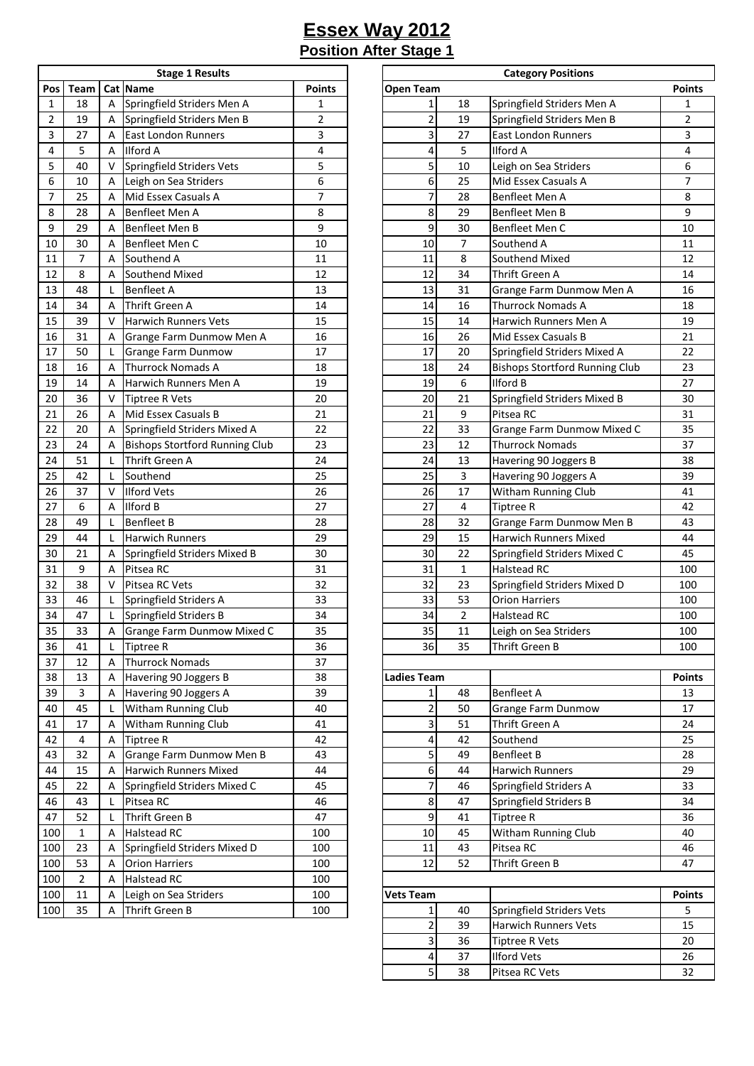# Essex Way 2012

## Position After Stage 1

| Stage 1 Results | | | | |
|---|---|---|---|---|
| Pos | Team | Cat | Name | Points |
| 1 | 18 | A | Springfield Striders Men A | 1 |
| 2 | 19 | A | Springfield Striders Men B | 2 |
| 3 | 27 | A | East London Runners | 3 |
| 4 | 5 | A | Ilford A | 4 |
| 5 | 40 | V | Springfield Striders Vets | 5 |
| 6 | 10 | A | Leigh on Sea Striders | 6 |
| 7 | 25 | A | Mid Essex Casuals A | 7 |
| 8 | 28 | A | Benfleet Men A | 8 |
| 9 | 29 | A | Benfleet Men B | 9 |
| 10 | 30 | A | Benfleet Men C | 10 |
| 11 | 7 | A | Southend A | 11 |
| 12 | 8 | A | Southend Mixed | 12 |
| 13 | 48 | L | Benfleet A | 13 |
| 14 | 34 | A | Thrift Green A | 14 |
| 15 | 39 | V | Harwich Runners Vets | 15 |
| 16 | 31 | A | Grange Farm Dunmow Men A | 16 |
| 17 | 50 | L | Grange Farm Dunmow | 17 |
| 18 | 16 | A | Thurrock Nomads A | 18 |
| 19 | 14 | A | Harwich Runners Men A | 19 |
| 20 | 36 | V | Tiptree R Vets | 20 |
| 21 | 26 | A | Mid Essex Casuals B | 21 |
| 22 | 20 | A | Springfield Striders Mixed A | 22 |
| 23 | 24 | A | Bishops Stortford Running Club | 23 |
| 24 | 51 | L | Thrift Green A | 24 |
| 25 | 42 | L | Southend | 25 |
| 26 | 37 | V | Ilford Vets | 26 |
| 27 | 6 | A | Ilford B | 27 |
| 28 | 49 | L | Benfleet B | 28 |
| 29 | 44 | L | Harwich Runners | 29 |
| 30 | 21 | A | Springfield Striders Mixed B | 30 |
| 31 | 9 | A | Pitsea RC | 31 |
| 32 | 38 | V | Pitsea RC Vets | 32 |
| 33 | 46 | L | Springfield Striders A | 33 |
| 34 | 47 | L | Springfield Striders B | 34 |
| 35 | 33 | A | Grange Farm Dunmow Mixed C | 35 |
| 36 | 41 | L | Tiptree R | 36 |
| 37 | 12 | A | Thurrock Nomads | 37 |
| 38 | 13 | A | Havering 90 Joggers B | 38 |
| 39 | 3 | A | Havering 90 Joggers A | 39 |
| 40 | 45 | L | Witham Running Club | 40 |
| 41 | 17 | A | Witham Running Club | 41 |
| 42 | 4 | A | Tiptree R | 42 |
| 43 | 32 | A | Grange Farm Dunmow Men B | 43 |
| 44 | 15 | A | Harwich Runners Mixed | 44 |
| 45 | 22 | A | Springfield Striders Mixed C | 45 |
| 46 | 43 | L | Pitsea RC | 46 |
| 47 | 52 | L | Thrift Green B | 47 |
| 100 | 1 | A | Halstead RC | 100 |
| 100 | 23 | A | Springfield Striders Mixed D | 100 |
| 100 | 53 | A | Orion Harriers | 100 |
| 100 | 2 | A | Halstead RC | 100 |
| 100 | 11 | A | Leigh on Sea Striders | 100 |
| 100 | 35 | A | Thrift Green B | 100 |

| Category Positions | | | |
|---|---|---|---|
| Open Team | | | Points |
| 1 | 18 | Springfield Striders Men A | 1 |
| 2 | 19 | Springfield Striders Men B | 2 |
| 3 | 27 | East London Runners | 3 |
| 4 | 5 | Ilford A | 4 |
| 5 | 10 | Leigh on Sea Striders | 6 |
| 6 | 25 | Mid Essex Casuals A | 7 |
| 7 | 28 | Benfleet Men A | 8 |
| 8 | 29 | Benfleet Men B | 9 |
| 9 | 30 | Benfleet Men C | 10 |
| 10 | 7 | Southend A | 11 |
| 11 | 8 | Southend Mixed | 12 |
| 12 | 34 | Thrift Green A | 14 |
| 13 | 31 | Grange Farm Dunmow Men A | 16 |
| 14 | 16 | Thurrock Nomads A | 18 |
| 15 | 14 | Harwich Runners Men A | 19 |
| 16 | 26 | Mid Essex Casuals B | 21 |
| 17 | 20 | Springfield Striders Mixed A | 22 |
| 18 | 24 | Bishops Stortford Running Club | 23 |
| 19 | 6 | Ilford B | 27 |
| 20 | 21 | Springfield Striders Mixed B | 30 |
| 21 | 9 | Pitsea RC | 31 |
| 22 | 33 | Grange Farm Dunmow Mixed C | 35 |
| 23 | 12 | Thurrock Nomads | 37 |
| 24 | 13 | Havering 90 Joggers B | 38 |
| 25 | 3 | Havering 90 Joggers A | 39 |
| 26 | 17 | Witham Running Club | 41 |
| 27 | 4 | Tiptree R | 42 |
| 28 | 32 | Grange Farm Dunmow Men B | 43 |
| 29 | 15 | Harwich Runners Mixed | 44 |
| 30 | 22 | Springfield Striders Mixed C | 45 |
| 31 | 1 | Halstead RC | 100 |
| 32 | 23 | Springfield Striders Mixed D | 100 |
| 33 | 53 | Orion Harriers | 100 |
| 34 | 2 | Halstead RC | 100 |
| 35 | 11 | Leigh on Sea Striders | 100 |
| 36 | 35 | Thrift Green B | 100 |

| Ladies Team | | | Points |
|---|---|---|---|
| 1 | 48 | Benfleet A | 13 |
| 2 | 50 | Grange Farm Dunmow | 17 |
| 3 | 51 | Thrift Green A | 24 |
| 4 | 42 | Southend | 25 |
| 5 | 49 | Benfleet B | 28 |
| 6 | 44 | Harwich Runners | 29 |
| 7 | 46 | Springfield Striders A | 33 |
| 8 | 47 | Springfield Striders B | 34 |
| 9 | 41 | Tiptree R | 36 |
| 10 | 45 | Witham Running Club | 40 |
| 11 | 43 | Pitsea RC | 46 |
| 12 | 52 | Thrift Green B | 47 |

| Vets Team | | | Points |
|---|---|---|---|
| 1 | 40 | Springfield Striders Vets | 5 |
| 2 | 39 | Harwich Runners Vets | 15 |
| 3 | 36 | Tiptree R Vets | 20 |
| 4 | 37 | Ilford Vets | 26 |
| 5 | 38 | Pitsea RC Vets | 32 |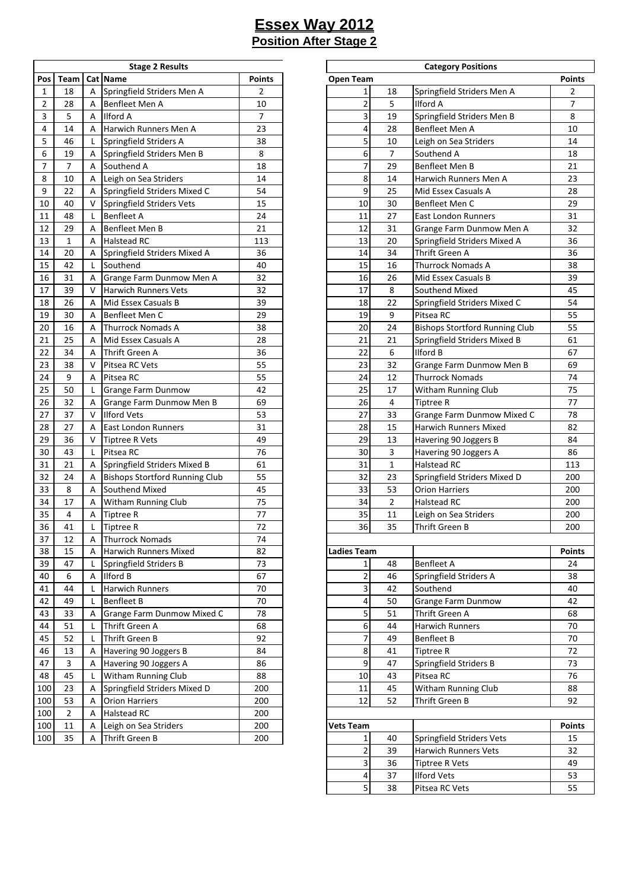# Essex Way 2012

## Position After Stage 2

| Stage 2 Results | | | | |
|---|---|---|---|---|
| Pos | Team | Cat | Name | Points |
| 1 | 18 | A | Springfield Striders Men A | 2 |
| 2 | 28 | A | Benfleet Men A | 10 |
| 3 | 5 | A | Ilford A | 7 |
| 4 | 14 | A | Harwich Runners Men A | 23 |
| 5 | 46 | L | Springfield Striders A | 38 |
| 6 | 19 | A | Springfield Striders Men B | 8 |
| 7 | 7 | A | Southend A | 18 |
| 8 | 10 | A | Leigh on Sea Striders | 14 |
| 9 | 22 | A | Springfield Striders Mixed C | 54 |
| 10 | 40 | V | Springfield Striders Vets | 15 |
| 11 | 48 | L | Benfleet A | 24 |
| 12 | 29 | A | Benfleet Men B | 21 |
| 13 | 1 | A | Halstead RC | 113 |
| 14 | 20 | A | Springfield Striders Mixed A | 36 |
| 15 | 42 | L | Southend | 40 |
| 16 | 31 | A | Grange Farm Dunmow Men A | 32 |
| 17 | 39 | V | Harwich Runners Vets | 32 |
| 18 | 26 | A | Mid Essex Casuals B | 39 |
| 19 | 30 | A | Benfleet Men C | 29 |
| 20 | 16 | A | Thurrock Nomads A | 38 |
| 21 | 25 | A | Mid Essex Casuals A | 28 |
| 22 | 34 | A | Thrift Green A | 36 |
| 23 | 38 | V | Pitsea RC Vets | 55 |
| 24 | 9 | A | Pitsea RC | 55 |
| 25 | 50 | L | Grange Farm Dunmow | 42 |
| 26 | 32 | A | Grange Farm Dunmow Men B | 69 |
| 27 | 37 | V | Ilford Vets | 53 |
| 28 | 27 | A | East London Runners | 31 |
| 29 | 36 | V | Tiptree R Vets | 49 |
| 30 | 43 | L | Pitsea RC | 76 |
| 31 | 21 | A | Springfield Striders Mixed B | 61 |
| 32 | 24 | A | Bishops Stortford Running Club | 55 |
| 33 | 8 | A | Southend Mixed | 45 |
| 34 | 17 | A | Witham Running Club | 75 |
| 35 | 4 | A | Tiptree R | 77 |
| 36 | 41 | L | Tiptree R | 72 |
| 37 | 12 | A | Thurrock Nomads | 74 |
| 38 | 15 | A | Harwich Runners Mixed | 82 |
| 39 | 47 | L | Springfield Striders B | 73 |
| 40 | 6 | A | Ilford B | 67 |
| 41 | 44 | L | Harwich Runners | 70 |
| 42 | 49 | L | Benfleet B | 70 |
| 43 | 33 | A | Grange Farm Dunmow Mixed C | 78 |
| 44 | 51 | L | Thrift Green A | 68 |
| 45 | 52 | L | Thrift Green B | 92 |
| 46 | 13 | A | Havering 90 Joggers B | 84 |
| 47 | 3 | A | Havering 90 Joggers A | 86 |
| 48 | 45 | L | Witham Running Club | 88 |
| 100 | 23 | A | Springfield Striders Mixed D | 200 |
| 100 | 53 | A | Orion Harriers | 200 |
| 100 | 2 | A | Halstead RC | 200 |
| 100 | 11 | A | Leigh on Sea Striders | 200 |
| 100 | 35 | A | Thrift Green B | 200 |

| Category Positions | | | |
|---|---|---|---|
| Open Team | | | Points |
| 1 | 18 | Springfield Striders Men A | 2 |
| 2 | 5 | Ilford A | 7 |
| 3 | 19 | Springfield Striders Men B | 8 |
| 4 | 28 | Benfleet Men A | 10 |
| 5 | 10 | Leigh on Sea Striders | 14 |
| 6 | 7 | Southend A | 18 |
| 7 | 29 | Benfleet Men B | 21 |
| 8 | 14 | Harwich Runners Men A | 23 |
| 9 | 25 | Mid Essex Casuals A | 28 |
| 10 | 30 | Benfleet Men C | 29 |
| 11 | 27 | East London Runners | 31 |
| 12 | 31 | Grange Farm Dunmow Men A | 32 |
| 13 | 20 | Springfield Striders Mixed A | 36 |
| 14 | 34 | Thrift Green A | 36 |
| 15 | 16 | Thurrock Nomads A | 38 |
| 16 | 26 | Mid Essex Casuals B | 39 |
| 17 | 8 | Southend Mixed | 45 |
| 18 | 22 | Springfield Striders Mixed C | 54 |
| 19 | 9 | Pitsea RC | 55 |
| 20 | 24 | Bishops Stortford Running Club | 55 |
| 21 | 21 | Springfield Striders Mixed B | 61 |
| 22 | 6 | Ilford B | 67 |
| 23 | 32 | Grange Farm Dunmow Men B | 69 |
| 24 | 12 | Thurrock Nomads | 74 |
| 25 | 17 | Witham Running Club | 75 |
| 26 | 4 | Tiptree R | 77 |
| 27 | 33 | Grange Farm Dunmow Mixed C | 78 |
| 28 | 15 | Harwich Runners Mixed | 82 |
| 29 | 13 | Havering 90 Joggers B | 84 |
| 30 | 3 | Havering 90 Joggers A | 86 |
| 31 | 1 | Halstead RC | 113 |
| 32 | 23 | Springfield Striders Mixed D | 200 |
| 33 | 53 | Orion Harriers | 200 |
| 34 | 2 | Halstead RC | 200 |
| 35 | 11 | Leigh on Sea Striders | 200 |
| 36 | 35 | Thrift Green B | 200 |

| Ladies Team | | | Points |
|---|---|---|---|
| 1 | 48 | Benfleet A | 24 |
| 2 | 46 | Springfield Striders A | 38 |
| 3 | 42 | Southend | 40 |
| 4 | 50 | Grange Farm Dunmow | 42 |
| 5 | 51 | Thrift Green A | 68 |
| 6 | 44 | Harwich Runners | 70 |
| 7 | 49 | Benfleet B | 70 |
| 8 | 41 | Tiptree R | 72 |
| 9 | 47 | Springfield Striders B | 73 |
| 10 | 43 | Pitsea RC | 76 |
| 11 | 45 | Witham Running Club | 88 |
| 12 | 52 | Thrift Green B | 92 |

| Vets Team | | | Points |
|---|---|---|---|
| 1 | 40 | Springfield Striders Vets | 15 |
| 2 | 39 | Harwich Runners Vets | 32 |
| 3 | 36 | Tiptree R Vets | 49 |
| 4 | 37 | Ilford Vets | 53 |
| 5 | 38 | Pitsea RC Vets | 55 |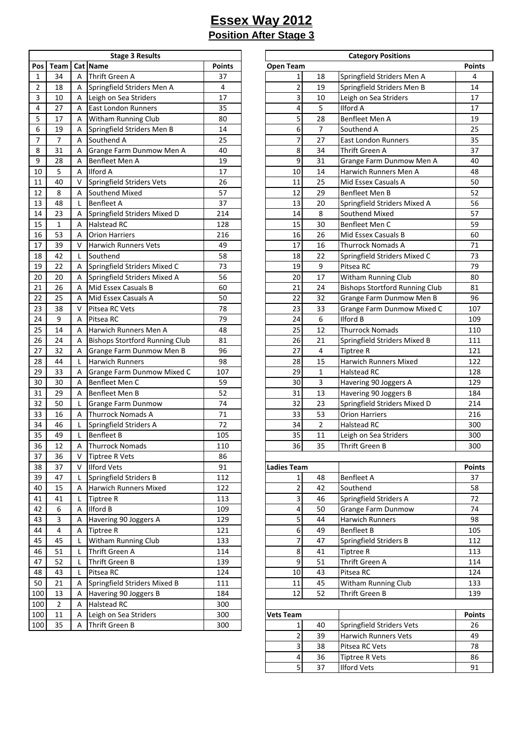# Essex Way 2012

## Position After Stage 3

| Stage 3 Results | | | | |
|---|---|---|---|---|
| Pos | Team | Cat | Name | Points |
| 1 | 34 | A | Thrift Green A | 37 |
| 2 | 18 | A | Springfield Striders Men A | 4 |
| 3 | 10 | A | Leigh on Sea Striders | 17 |
| 4 | 27 | A | East London Runners | 35 |
| 5 | 17 | A | Witham Running Club | 80 |
| 6 | 19 | A | Springfield Striders Men B | 14 |
| 7 | 7 | A | Southend A | 25 |
| 8 | 31 | A | Grange Farm Dunmow Men A | 40 |
| 9 | 28 | A | Benfleet Men A | 19 |
| 10 | 5 | A | Ilford A | 17 |
| 11 | 40 | V | Springfield Striders Vets | 26 |
| 12 | 8 | A | Southend Mixed | 57 |
| 13 | 48 | L | Benfleet A | 37 |
| 14 | 23 | A | Springfield Striders Mixed D | 214 |
| 15 | 1 | A | Halstead RC | 128 |
| 16 | 53 | A | Orion Harriers | 216 |
| 17 | 39 | V | Harwich Runners Vets | 49 |
| 18 | 42 | L | Southend | 58 |
| 19 | 22 | A | Springfield Striders Mixed C | 73 |
| 20 | 20 | A | Springfield Striders Mixed A | 56 |
| 21 | 26 | A | Mid Essex Casuals B | 60 |
| 22 | 25 | A | Mid Essex Casuals A | 50 |
| 23 | 38 | V | Pitsea RC Vets | 78 |
| 24 | 9 | A | Pitsea RC | 79 |
| 25 | 14 | A | Harwich Runners Men A | 48 |
| 26 | 24 | A | Bishops Stortford Running Club | 81 |
| 27 | 32 | A | Grange Farm Dunmow Men B | 96 |
| 28 | 44 | L | Harwich Runners | 98 |
| 29 | 33 | A | Grange Farm Dunmow Mixed C | 107 |
| 30 | 30 | A | Benfleet Men C | 59 |
| 31 | 29 | A | Benfleet Men B | 52 |
| 32 | 50 | L | Grange Farm Dunmow | 74 |
| 33 | 16 | A | Thurrock Nomads A | 71 |
| 34 | 46 | L | Springfield Striders A | 72 |
| 35 | 49 | L | Benfleet B | 105 |
| 36 | 12 | A | Thurrock Nomads | 110 |
| 37 | 36 | V | Tiptree R Vets | 86 |
| 38 | 37 | V | Ilford Vets | 91 |
| 39 | 47 | L | Springfield Striders B | 112 |
| 40 | 15 | A | Harwich Runners Mixed | 122 |
| 41 | 41 | L | Tiptree R | 113 |
| 42 | 6 | A | Ilford B | 109 |
| 43 | 3 | A | Havering 90 Joggers A | 129 |
| 44 | 4 | A | Tiptree R | 121 |
| 45 | 45 | L | Witham Running Club | 133 |
| 46 | 51 | L | Thrift Green A | 114 |
| 47 | 52 | L | Thrift Green B | 139 |
| 48 | 43 | L | Pitsea RC | 124 |
| 50 | 21 | A | Springfield Striders Mixed B | 111 |
| 100 | 13 | A | Havering 90 Joggers B | 184 |
| 100 | 2 | A | Halstead RC | 300 |
| 100 | 11 | A | Leigh on Sea Striders | 300 |
| 100 | 35 | A | Thrift Green B | 300 |

| Category Positions | | | |
|---|---|---|---|
| Open Team | | | Points |
| 1 | 18 | Springfield Striders Men A | 4 |
| 2 | 19 | Springfield Striders Men B | 14 |
| 3 | 10 | Leigh on Sea Striders | 17 |
| 4 | 5 | Ilford A | 17 |
| 5 | 28 | Benfleet Men A | 19 |
| 6 | 7 | Southend A | 25 |
| 7 | 27 | East London Runners | 35 |
| 8 | 34 | Thrift Green A | 37 |
| 9 | 31 | Grange Farm Dunmow Men A | 40 |
| 10 | 14 | Harwich Runners Men A | 48 |
| 11 | 25 | Mid Essex Casuals A | 50 |
| 12 | 29 | Benfleet Men B | 52 |
| 13 | 20 | Springfield Striders Mixed A | 56 |
| 14 | 8 | Southend Mixed | 57 |
| 15 | 30 | Benfleet Men C | 59 |
| 16 | 26 | Mid Essex Casuals B | 60 |
| 17 | 16 | Thurrock Nomads A | 71 |
| 18 | 22 | Springfield Striders Mixed C | 73 |
| 19 | 9 | Pitsea RC | 79 |
| 20 | 17 | Witham Running Club | 80 |
| 21 | 24 | Bishops Stortford Running Club | 81 |
| 22 | 32 | Grange Farm Dunmow Men B | 96 |
| 23 | 33 | Grange Farm Dunmow Mixed C | 107 |
| 24 | 6 | Ilford B | 109 |
| 25 | 12 | Thurrock Nomads | 110 |
| 26 | 21 | Springfield Striders Mixed B | 111 |
| 27 | 4 | Tiptree R | 121 |
| 28 | 15 | Harwich Runners Mixed | 122 |
| 29 | 1 | Halstead RC | 128 |
| 30 | 3 | Havering 90 Joggers A | 129 |
| 31 | 13 | Havering 90 Joggers B | 184 |
| 32 | 23 | Springfield Striders Mixed D | 214 |
| 33 | 53 | Orion Harriers | 216 |
| 34 | 2 | Halstead RC | 300 |
| 35 | 11 | Leigh on Sea Striders | 300 |
| 36 | 35 | Thrift Green B | 300 |

| Ladies Team | | | Points |
|---|---|---|---|
| 1 | 48 | Benfleet A | 37 |
| 2 | 42 | Southend | 58 |
| 3 | 46 | Springfield Striders A | 72 |
| 4 | 50 | Grange Farm Dunmow | 74 |
| 5 | 44 | Harwich Runners | 98 |
| 6 | 49 | Benfleet B | 105 |
| 7 | 47 | Springfield Striders B | 112 |
| 8 | 41 | Tiptree R | 113 |
| 9 | 51 | Thrift Green A | 114 |
| 10 | 43 | Pitsea RC | 124 |
| 11 | 45 | Witham Running Club | 133 |
| 12 | 52 | Thrift Green B | 139 |

| Vets Team | | | Points |
|---|---|---|---|
| 1 | 40 | Springfield Striders Vets | 26 |
| 2 | 39 | Harwich Runners Vets | 49 |
| 3 | 38 | Pitsea RC Vets | 78 |
| 4 | 36 | Tiptree R Vets | 86 |
| 5 | 37 | Ilford Vets | 91 |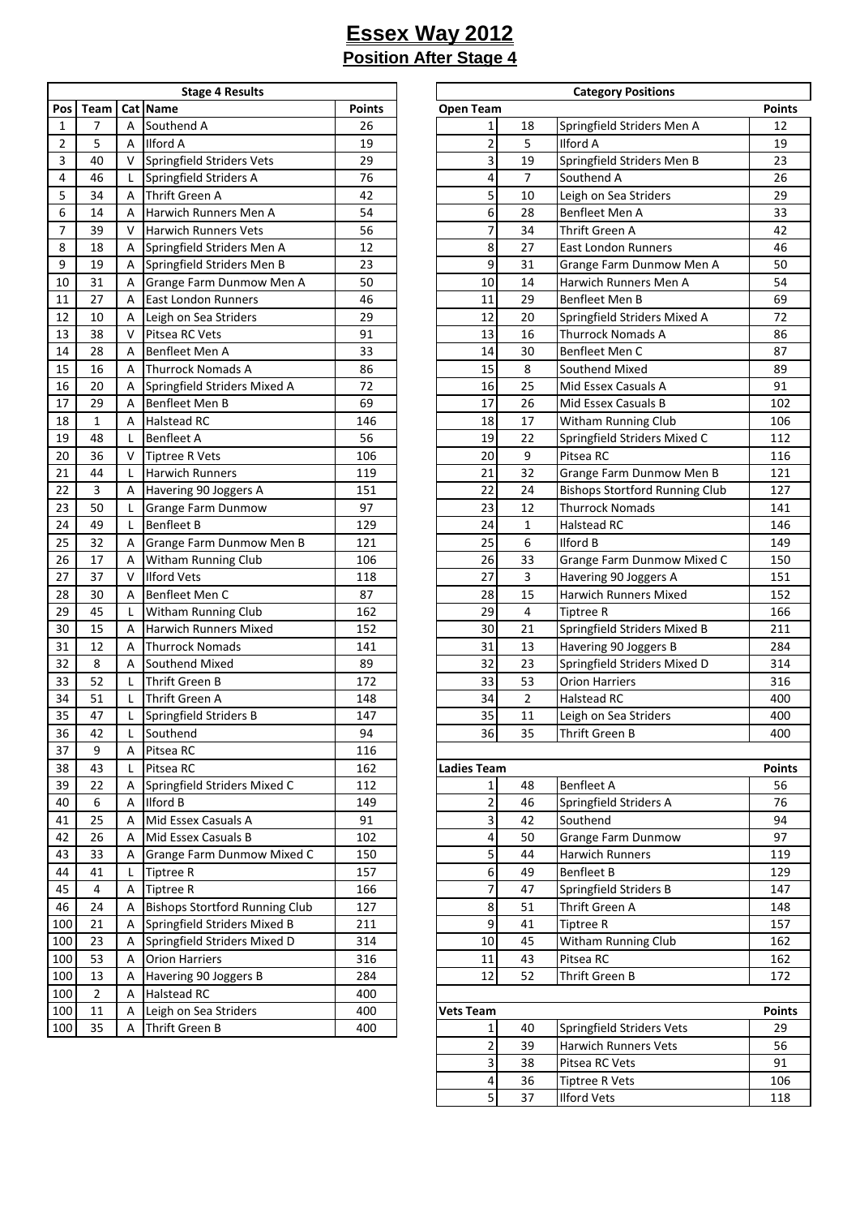# Essex Way 2012

## Position After Stage 4

| Stage 4 Results | | | | |
|---|---|---|---|---|
| Pos | Team | Cat | Name | Points |
| 1 | 7 | A | Southend A | 26 |
| 2 | 5 | A | Ilford A | 19 |
| 3 | 40 | V | Springfield Striders Vets | 29 |
| 4 | 46 | L | Springfield Striders A | 76 |
| 5 | 34 | A | Thrift Green A | 42 |
| 6 | 14 | A | Harwich Runners Men A | 54 |
| 7 | 39 | V | Harwich Runners Vets | 56 |
| 8 | 18 | A | Springfield Striders Men A | 12 |
| 9 | 19 | A | Springfield Striders Men B | 23 |
| 10 | 31 | A | Grange Farm Dunmow Men A | 50 |
| 11 | 27 | A | East London Runners | 46 |
| 12 | 10 | A | Leigh on Sea Striders | 29 |
| 13 | 38 | V | Pitsea RC Vets | 91 |
| 14 | 28 | A | Benfleet Men A | 33 |
| 15 | 16 | A | Thurrock Nomads A | 86 |
| 16 | 20 | A | Springfield Striders Mixed A | 72 |
| 17 | 29 | A | Benfleet Men B | 69 |
| 18 | 1 | A | Halstead RC | 146 |
| 19 | 48 | L | Benfleet A | 56 |
| 20 | 36 | V | Tiptree R Vets | 106 |
| 21 | 44 | L | Harwich Runners | 119 |
| 22 | 3 | A | Havering 90 Joggers A | 151 |
| 23 | 50 | L | Grange Farm Dunmow | 97 |
| 24 | 49 | L | Benfleet B | 129 |
| 25 | 32 | A | Grange Farm Dunmow Men B | 121 |
| 26 | 17 | A | Witham Running Club | 106 |
| 27 | 37 | V | Ilford Vets | 118 |
| 28 | 30 | A | Benfleet Men C | 87 |
| 29 | 45 | L | Witham Running Club | 162 |
| 30 | 15 | A | Harwich Runners Mixed | 152 |
| 31 | 12 | A | Thurrock Nomads | 141 |
| 32 | 8 | A | Southend Mixed | 89 |
| 33 | 52 | L | Thrift Green B | 172 |
| 34 | 51 | L | Thrift Green A | 148 |
| 35 | 47 | L | Springfield Striders B | 147 |
| 36 | 42 | L | Southend | 94 |
| 37 | 9 | A | Pitsea RC | 116 |
| 38 | 43 | L | Pitsea RC | 162 |
| 39 | 22 | A | Springfield Striders Mixed C | 112 |
| 40 | 6 | A | Ilford B | 149 |
| 41 | 25 | A | Mid Essex Casuals A | 91 |
| 42 | 26 | A | Mid Essex Casuals B | 102 |
| 43 | 33 | A | Grange Farm Dunmow Mixed C | 150 |
| 44 | 41 | L | Tiptree R | 157 |
| 45 | 4 | A | Tiptree R | 166 |
| 46 | 24 | A | Bishops Stortford Running Club | 127 |
| 100 | 21 | A | Springfield Striders Mixed B | 211 |
| 100 | 23 | A | Springfield Striders Mixed D | 314 |
| 100 | 53 | A | Orion Harriers | 316 |
| 100 | 13 | A | Havering 90 Joggers B | 284 |
| 100 | 2 | A | Halstead RC | 400 |
| 100 | 11 | A | Leigh on Sea Striders | 400 |
| 100 | 35 | A | Thrift Green B | 400 |

| Category Positions | | | |
|---|---|---|---|
| **Open Team** | | | **Points** |
| 1 | 18 | Springfield Striders Men A | 12 |
| 2 | 5 | Ilford A | 19 |
| 3 | 19 | Springfield Striders Men B | 23 |
| 4 | 7 | Southend A | 26 |
| 5 | 10 | Leigh on Sea Striders | 29 |
| 6 | 28 | Benfleet Men A | 33 |
| 7 | 34 | Thrift Green A | 42 |
| 8 | 27 | East London Runners | 46 |
| 9 | 31 | Grange Farm Dunmow Men A | 50 |
| 10 | 14 | Harwich Runners Men A | 54 |
| 11 | 29 | Benfleet Men B | 69 |
| 12 | 20 | Springfield Striders Mixed A | 72 |
| 13 | 16 | Thurrock Nomads A | 86 |
| 14 | 30 | Benfleet Men C | 87 |
| 15 | 8 | Southend Mixed | 89 |
| 16 | 25 | Mid Essex Casuals A | 91 |
| 17 | 26 | Mid Essex Casuals B | 102 |
| 18 | 17 | Witham Running Club | 106 |
| 19 | 22 | Springfield Striders Mixed C | 112 |
| 20 | 9 | Pitsea RC | 116 |
| 21 | 32 | Grange Farm Dunmow Men B | 121 |
| 22 | 24 | Bishops Stortford Running Club | 127 |
| 23 | 12 | Thurrock Nomads | 141 |
| 24 | 1 | Halstead RC | 146 |
| 25 | 6 | Ilford B | 149 |
| 26 | 33 | Grange Farm Dunmow Mixed C | 150 |
| 27 | 3 | Havering 90 Joggers A | 151 |
| 28 | 15 | Harwich Runners Mixed | 152 |
| 29 | 4 | Tiptree R | 166 |
| 30 | 21 | Springfield Striders Mixed B | 211 |
| 31 | 13 | Havering 90 Joggers B | 284 |
| 32 | 23 | Springfield Striders Mixed D | 314 |
| 33 | 53 | Orion Harriers | 316 |
| 34 | 2 | Halstead RC | 400 |
| 35 | 11 | Leigh on Sea Striders | 400 |
| 36 | 35 | Thrift Green B | 400 |
| | | | |
| **Ladies Team** | | | **Points** |
| 1 | 48 | Benfleet A | 56 |
| 2 | 46 | Springfield Striders A | 76 |
| 3 | 42 | Southend | 94 |
| 4 | 50 | Grange Farm Dunmow | 97 |
| 5 | 44 | Harwich Runners | 119 |
| 6 | 49 | Benfleet B | 129 |
| 7 | 47 | Springfield Striders B | 147 |
| 8 | 51 | Thrift Green A | 148 |
| 9 | 41 | Tiptree R | 157 |
| 10 | 45 | Witham Running Club | 162 |
| 11 | 43 | Pitsea RC | 162 |
| 12 | 52 | Thrift Green B | 172 |
| | | | |
| **Vets Team** | | | **Points** |
| 1 | 40 | Springfield Striders Vets | 29 |
| 2 | 39 | Harwich Runners Vets | 56 |
| 3 | 38 | Pitsea RC Vets | 91 |
| 4 | 36 | Tiptree R Vets | 106 |
| 5 | 37 | Ilford Vets | 118 |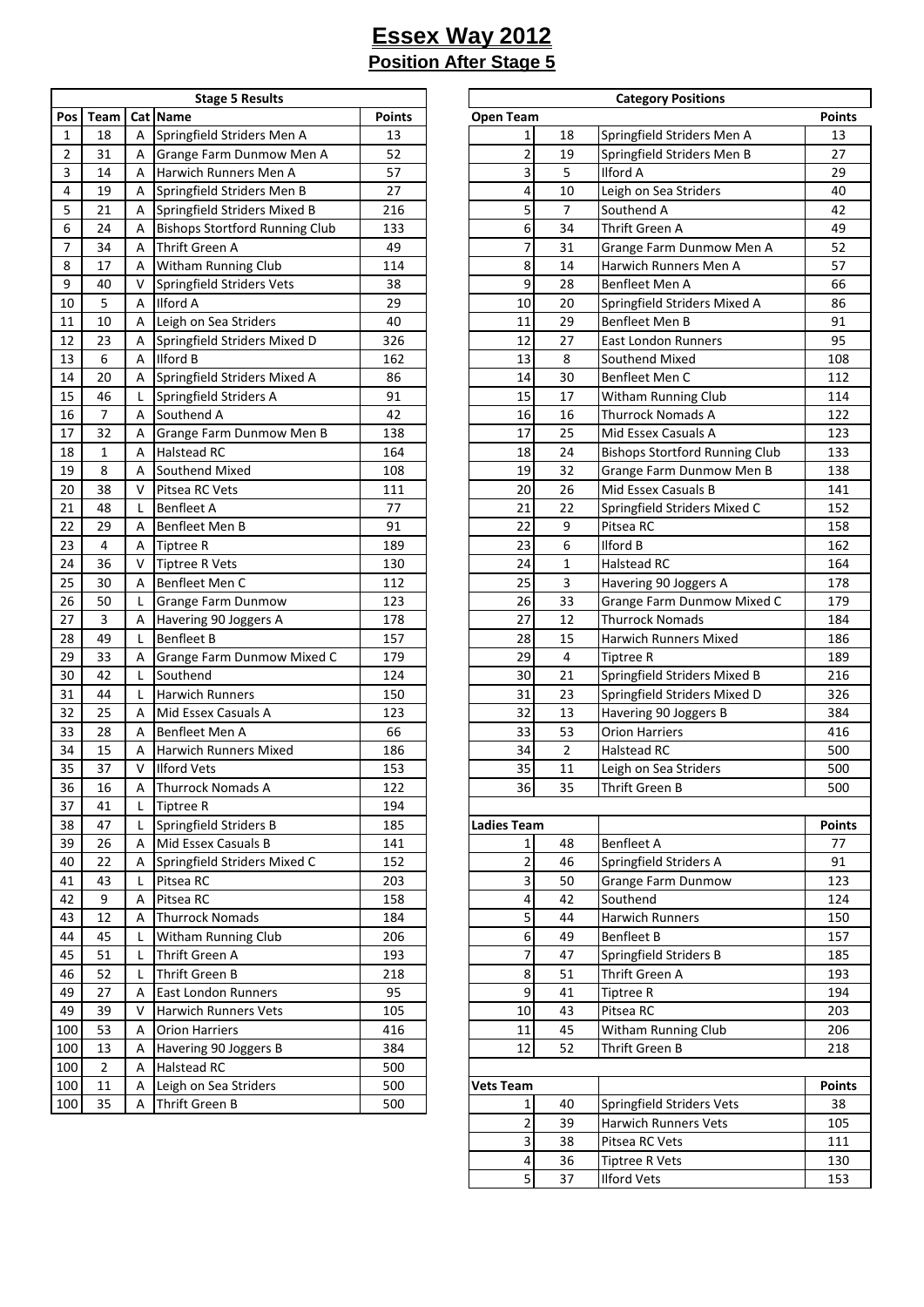# Essex Way 2012

## Position After Stage 5

| Stage 5 Results | | | | |
|---|---|---|---|---|
| Pos | Team | Cat | Name | Points |
| 1 | 18 | A | Springfield Striders Men A | 13 |
| 2 | 31 | A | Grange Farm Dunmow Men A | 52 |
| 3 | 14 | A | Harwich Runners Men A | 57 |
| 4 | 19 | A | Springfield Striders Men B | 27 |
| 5 | 21 | A | Springfield Striders Mixed B | 216 |
| 6 | 24 | A | Bishops Stortford Running Club | 133 |
| 7 | 34 | A | Thrift Green A | 49 |
| 8 | 17 | A | Witham Running Club | 114 |
| 9 | 40 | V | Springfield Striders Vets | 38 |
| 10 | 5 | A | Ilford A | 29 |
| 11 | 10 | A | Leigh on Sea Striders | 40 |
| 12 | 23 | A | Springfield Striders Mixed D | 326 |
| 13 | 6 | A | Ilford B | 162 |
| 14 | 20 | A | Springfield Striders Mixed A | 86 |
| 15 | 46 | L | Springfield Striders A | 91 |
| 16 | 7 | A | Southend A | 42 |
| 17 | 32 | A | Grange Farm Dunmow Men B | 138 |
| 18 | 1 | A | Halstead RC | 164 |
| 19 | 8 | A | Southend Mixed | 108 |
| 20 | 38 | V | Pitsea RC Vets | 111 |
| 21 | 48 | L | Benfleet A | 77 |
| 22 | 29 | A | Benfleet Men B | 91 |
| 23 | 4 | A | Tiptree R | 189 |
| 24 | 36 | V | Tiptree R Vets | 130 |
| 25 | 30 | A | Benfleet Men C | 112 |
| 26 | 50 | L | Grange Farm Dunmow | 123 |
| 27 | 3 | A | Havering 90 Joggers A | 178 |
| 28 | 49 | L | Benfleet B | 157 |
| 29 | 33 | A | Grange Farm Dunmow Mixed C | 179 |
| 30 | 42 | L | Southend | 124 |
| 31 | 44 | L | Harwich Runners | 150 |
| 32 | 25 | A | Mid Essex Casuals A | 123 |
| 33 | 28 | A | Benfleet Men A | 66 |
| 34 | 15 | A | Harwich Runners Mixed | 186 |
| 35 | 37 | V | Ilford Vets | 153 |
| 36 | 16 | A | Thurrock Nomads A | 122 |
| 37 | 41 | L | Tiptree R | 194 |
| 38 | 47 | L | Springfield Striders B | 185 |
| 39 | 26 | A | Mid Essex Casuals B | 141 |
| 40 | 22 | A | Springfield Striders Mixed C | 152 |
| 41 | 43 | L | Pitsea RC | 203 |
| 42 | 9 | A | Pitsea RC | 158 |
| 43 | 12 | A | Thurrock Nomads | 184 |
| 44 | 45 | L | Witham Running Club | 206 |
| 45 | 51 | L | Thrift Green A | 193 |
| 46 | 52 | L | Thrift Green B | 218 |
| 49 | 27 | A | East London Runners | 95 |
| 49 | 39 | V | Harwich Runners Vets | 105 |
| 100 | 53 | A | Orion Harriers | 416 |
| 100 | 13 | A | Havering 90 Joggers B | 384 |
| 100 | 2 | A | Halstead RC | 500 |
| 100 | 11 | A | Leigh on Sea Striders | 500 |
| 100 | 35 | A | Thrift Green B | 500 |

| Category Positions | | | |
|---|---|---|---|
| **Open Team** | | | **Points** |
| 1 | 18 | Springfield Striders Men A | 13 |
| 2 | 19 | Springfield Striders Men B | 27 |
| 3 | 5 | Ilford A | 29 |
| 4 | 10 | Leigh on Sea Striders | 40 |
| 5 | 7 | Southend A | 42 |
| 6 | 34 | Thrift Green A | 49 |
| 7 | 31 | Grange Farm Dunmow Men A | 52 |
| 8 | 14 | Harwich Runners Men A | 57 |
| 9 | 28 | Benfleet Men A | 66 |
| 10 | 20 | Springfield Striders Mixed A | 86 |
| 11 | 29 | Benfleet Men B | 91 |
| 12 | 27 | East London Runners | 95 |
| 13 | 8 | Southend Mixed | 108 |
| 14 | 30 | Benfleet Men C | 112 |
| 15 | 17 | Witham Running Club | 114 |
| 16 | 16 | Thurrock Nomads A | 122 |
| 17 | 25 | Mid Essex Casuals A | 123 |
| 18 | 24 | Bishops Stortford Running Club | 133 |
| 19 | 32 | Grange Farm Dunmow Men B | 138 |
| 20 | 26 | Mid Essex Casuals B | 141 |
| 21 | 22 | Springfield Striders Mixed C | 152 |
| 22 | 9 | Pitsea RC | 158 |
| 23 | 6 | Ilford B | 162 |
| 24 | 1 | Halstead RC | 164 |
| 25 | 3 | Havering 90 Joggers A | 178 |
| 26 | 33 | Grange Farm Dunmow Mixed C | 179 |
| 27 | 12 | Thurrock Nomads | 184 |
| 28 | 15 | Harwich Runners Mixed | 186 |
| 29 | 4 | Tiptree R | 189 |
| 30 | 21 | Springfield Striders Mixed B | 216 |
| 31 | 23 | Springfield Striders Mixed D | 326 |
| 32 | 13 | Havering 90 Joggers B | 384 |
| 33 | 53 | Orion Harriers | 416 |
| 34 | 2 | Halstead RC | 500 |
| 35 | 11 | Leigh on Sea Striders | 500 |
| 36 | 35 | Thrift Green B | 500 |
| | | | |
| **Ladies Team** | | | **Points** |
| 1 | 48 | Benfleet A | 77 |
| 2 | 46 | Springfield Striders A | 91 |
| 3 | 50 | Grange Farm Dunmow | 123 |
| 4 | 42 | Southend | 124 |
| 5 | 44 | Harwich Runners | 150 |
| 6 | 49 | Benfleet B | 157 |
| 7 | 47 | Springfield Striders B | 185 |
| 8 | 51 | Thrift Green A | 193 |
| 9 | 41 | Tiptree R | 194 |
| 10 | 43 | Pitsea RC | 203 |
| 11 | 45 | Witham Running Club | 206 |
| 12 | 52 | Thrift Green B | 218 |
| | | | |
| **Vets Team** | | | **Points** |
| 1 | 40 | Springfield Striders Vets | 38 |
| 2 | 39 | Harwich Runners Vets | 105 |
| 3 | 38 | Pitsea RC Vets | 111 |
| 4 | 36 | Tiptree R Vets | 130 |
| 5 | 37 | Ilford Vets | 153 |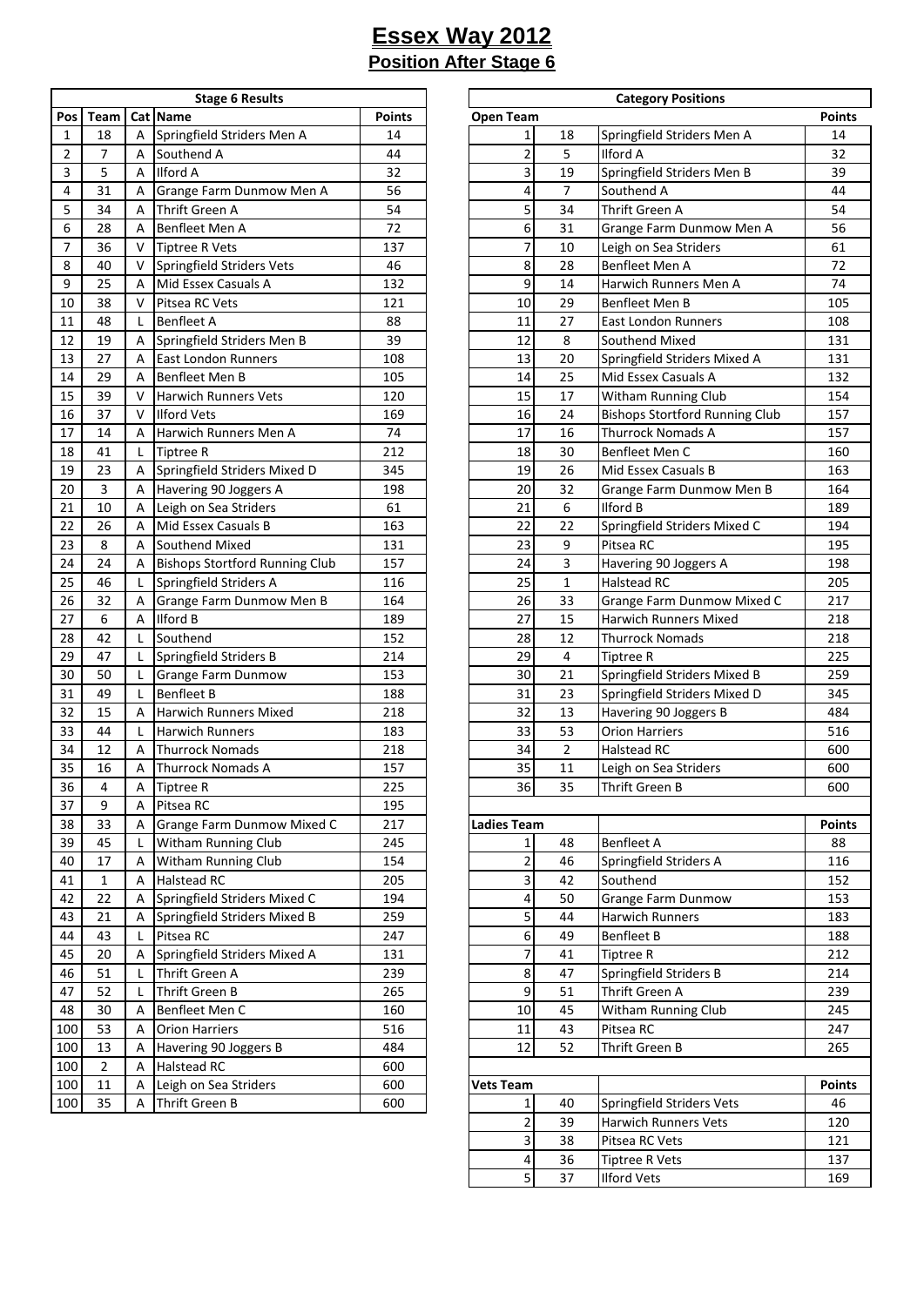# Essex Way 2012

## Position After Stage 6

| Stage 6 Results | | | | |
|---|---|---|---|---|
| Pos | Team | Cat | Name | Points |
| 1 | 18 | A | Springfield Striders Men A | 14 |
| 2 | 7 | A | Southend A | 44 |
| 3 | 5 | A | Ilford A | 32 |
| 4 | 31 | A | Grange Farm Dunmow Men A | 56 |
| 5 | 34 | A | Thrift Green A | 54 |
| 6 | 28 | A | Benfleet Men A | 72 |
| 7 | 36 | V | Tiptree R Vets | 137 |
| 8 | 40 | V | Springfield Striders Vets | 46 |
| 9 | 25 | A | Mid Essex Casuals A | 132 |
| 10 | 38 | V | Pitsea RC Vets | 121 |
| 11 | 48 | L | Benfleet A | 88 |
| 12 | 19 | A | Springfield Striders Men B | 39 |
| 13 | 27 | A | East London Runners | 108 |
| 14 | 29 | A | Benfleet Men B | 105 |
| 15 | 39 | V | Harwich Runners Vets | 120 |
| 16 | 37 | V | Ilford Vets | 169 |
| 17 | 14 | A | Harwich Runners Men A | 74 |
| 18 | 41 | L | Tiptree R | 212 |
| 19 | 23 | A | Springfield Striders Mixed D | 345 |
| 20 | 3 | A | Havering 90 Joggers A | 198 |
| 21 | 10 | A | Leigh on Sea Striders | 61 |
| 22 | 26 | A | Mid Essex Casuals B | 163 |
| 23 | 8 | A | Southend Mixed | 131 |
| 24 | 24 | A | Bishops Stortford Running Club | 157 |
| 25 | 46 | L | Springfield Striders A | 116 |
| 26 | 32 | A | Grange Farm Dunmow Men B | 164 |
| 27 | 6 | A | Ilford B | 189 |
| 28 | 42 | L | Southend | 152 |
| 29 | 47 | L | Springfield Striders B | 214 |
| 30 | 50 | L | Grange Farm Dunmow | 153 |
| 31 | 49 | L | Benfleet B | 188 |
| 32 | 15 | A | Harwich Runners Mixed | 218 |
| 33 | 44 | L | Harwich Runners | 183 |
| 34 | 12 | A | Thurrock Nomads | 218 |
| 35 | 16 | A | Thurrock Nomads A | 157 |
| 36 | 4 | A | Tiptree R | 225 |
| 37 | 9 | A | Pitsea RC | 195 |
| 38 | 33 | A | Grange Farm Dunmow Mixed C | 217 |
| 39 | 45 | L | Witham Running Club | 245 |
| 40 | 17 | A | Witham Running Club | 154 |
| 41 | 1 | A | Halstead RC | 205 |
| 42 | 22 | A | Springfield Striders Mixed C | 194 |
| 43 | 21 | A | Springfield Striders Mixed B | 259 |
| 44 | 43 | L | Pitsea RC | 247 |
| 45 | 20 | A | Springfield Striders Mixed A | 131 |
| 46 | 51 | L | Thrift Green A | 239 |
| 47 | 52 | L | Thrift Green B | 265 |
| 48 | 30 | A | Benfleet Men C | 160 |
| 100 | 53 | A | Orion Harriers | 516 |
| 100 | 13 | A | Havering 90 Joggers B | 484 |
| 100 | 2 | A | Halstead RC | 600 |
| 100 | 11 | A | Leigh on Sea Striders | 600 |
| 100 | 35 | A | Thrift Green B | 600 |

| Category Positions | | | |
|---|---|---|---|
| **Open Team** | | | **Points** |
| 1 | 18 | Springfield Striders Men A | 14 |
| 2 | 5 | Ilford A | 32 |
| 3 | 19 | Springfield Striders Men B | 39 |
| 4 | 7 | Southend A | 44 |
| 5 | 34 | Thrift Green A | 54 |
| 6 | 31 | Grange Farm Dunmow Men A | 56 |
| 7 | 10 | Leigh on Sea Striders | 61 |
| 8 | 28 | Benfleet Men A | 72 |
| 9 | 14 | Harwich Runners Men A | 74 |
| 10 | 29 | Benfleet Men B | 105 |
| 11 | 27 | East London Runners | 108 |
| 12 | 8 | Southend Mixed | 131 |
| 13 | 20 | Springfield Striders Mixed A | 131 |
| 14 | 25 | Mid Essex Casuals A | 132 |
| 15 | 17 | Witham Running Club | 154 |
| 16 | 24 | Bishops Stortford Running Club | 157 |
| 17 | 16 | Thurrock Nomads A | 157 |
| 18 | 30 | Benfleet Men C | 160 |
| 19 | 26 | Mid Essex Casuals B | 163 |
| 20 | 32 | Grange Farm Dunmow Men B | 164 |
| 21 | 6 | Ilford B | 189 |
| 22 | 22 | Springfield Striders Mixed C | 194 |
| 23 | 9 | Pitsea RC | 195 |
| 24 | 3 | Havering 90 Joggers A | 198 |
| 25 | 1 | Halstead RC | 205 |
| 26 | 33 | Grange Farm Dunmow Mixed C | 217 |
| 27 | 15 | Harwich Runners Mixed | 218 |
| 28 | 12 | Thurrock Nomads | 218 |
| 29 | 4 | Tiptree R | 225 |
| 30 | 21 | Springfield Striders Mixed B | 259 |
| 31 | 23 | Springfield Striders Mixed D | 345 |
| 32 | 13 | Havering 90 Joggers B | 484 |
| 33 | 53 | Orion Harriers | 516 |
| 34 | 2 | Halstead RC | 600 |
| 35 | 11 | Leigh on Sea Striders | 600 |
| 36 | 35 | Thrift Green B | 600 |
| | | | |
| **Ladies Team** | | | **Points** |
| 1 | 48 | Benfleet A | 88 |
| 2 | 46 | Springfield Striders A | 116 |
| 3 | 42 | Southend | 152 |
| 4 | 50 | Grange Farm Dunmow | 153 |
| 5 | 44 | Harwich Runners | 183 |
| 6 | 49 | Benfleet B | 188 |
| 7 | 41 | Tiptree R | 212 |
| 8 | 47 | Springfield Striders B | 214 |
| 9 | 51 | Thrift Green A | 239 |
| 10 | 45 | Witham Running Club | 245 |
| 11 | 43 | Pitsea RC | 247 |
| 12 | 52 | Thrift Green B | 265 |
| | | | |
| **Vets Team** | | | **Points** |
| 1 | 40 | Springfield Striders Vets | 46 |
| 2 | 39 | Harwich Runners Vets | 120 |
| 3 | 38 | Pitsea RC Vets | 121 |
| 4 | 36 | Tiptree R Vets | 137 |
| 5 | 37 | Ilford Vets | 169 |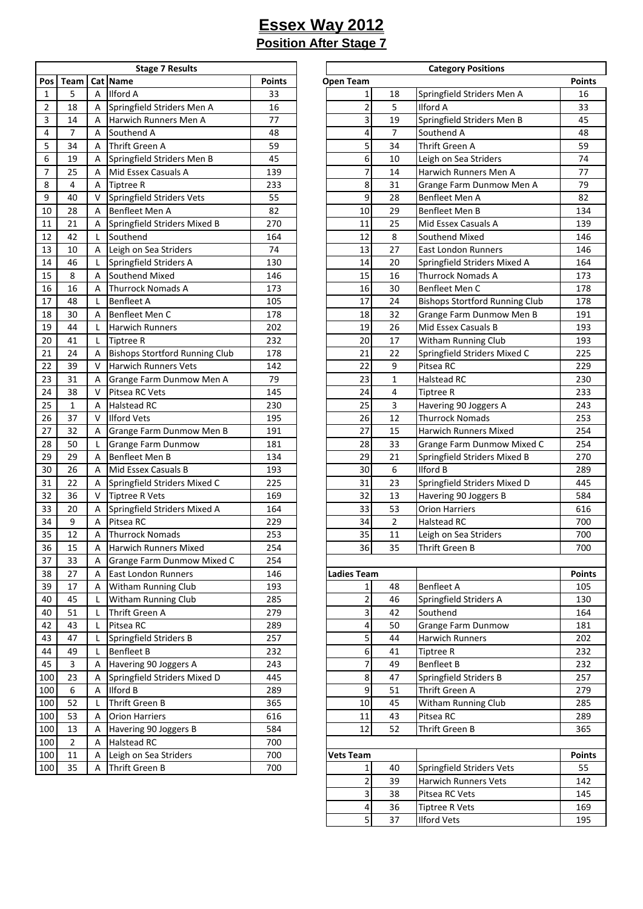# Essex Way 2012

## Position After Stage 7

| Stage 7 Results | | | | |
|---|---|---|---|---|
| Pos | Team | Cat | Name | Points |
| 1 | 5 | A | Ilford A | 33 |
| 2 | 18 | A | Springfield Striders Men A | 16 |
| 3 | 14 | A | Harwich Runners Men A | 77 |
| 4 | 7 | A | Southend A | 48 |
| 5 | 34 | A | Thrift Green A | 59 |
| 6 | 19 | A | Springfield Striders Men B | 45 |
| 7 | 25 | A | Mid Essex Casuals A | 139 |
| 8 | 4 | A | Tiptree R | 233 |
| 9 | 40 | V | Springfield Striders Vets | 55 |
| 10 | 28 | A | Benfleet Men A | 82 |
| 11 | 21 | A | Springfield Striders Mixed B | 270 |
| 12 | 42 | L | Southend | 164 |
| 13 | 10 | A | Leigh on Sea Striders | 74 |
| 14 | 46 | L | Springfield Striders A | 130 |
| 15 | 8 | A | Southend Mixed | 146 |
| 16 | 16 | A | Thurrock Nomads A | 173 |
| 17 | 48 | L | Benfleet A | 105 |
| 18 | 30 | A | Benfleet Men C | 178 |
| 19 | 44 | L | Harwich Runners | 202 |
| 20 | 41 | L | Tiptree R | 232 |
| 21 | 24 | A | Bishops Stortford Running Club | 178 |
| 22 | 39 | V | Harwich Runners Vets | 142 |
| 23 | 31 | A | Grange Farm Dunmow Men A | 79 |
| 24 | 38 | V | Pitsea RC Vets | 145 |
| 25 | 1 | A | Halstead RC | 230 |
| 26 | 37 | V | Ilford Vets | 195 |
| 27 | 32 | A | Grange Farm Dunmow Men B | 191 |
| 28 | 50 | L | Grange Farm Dunmow | 181 |
| 29 | 29 | A | Benfleet Men B | 134 |
| 30 | 26 | A | Mid Essex Casuals B | 193 |
| 31 | 22 | A | Springfield Striders Mixed C | 225 |
| 32 | 36 | V | Tiptree R Vets | 169 |
| 33 | 20 | A | Springfield Striders Mixed A | 164 |
| 34 | 9 | A | Pitsea RC | 229 |
| 35 | 12 | A | Thurrock Nomads | 253 |
| 36 | 15 | A | Harwich Runners Mixed | 254 |
| 37 | 33 | A | Grange Farm Dunmow Mixed C | 254 |
| 38 | 27 | A | East London Runners | 146 |
| 39 | 17 | A | Witham Running Club | 193 |
| 40 | 45 | L | Witham Running Club | 285 |
| 40 | 51 | L | Thrift Green A | 279 |
| 42 | 43 | L | Pitsea RC | 289 |
| 43 | 47 | L | Springfield Striders B | 257 |
| 44 | 49 | L | Benfleet B | 232 |
| 45 | 3 | A | Havering 90 Joggers A | 243 |
| 100 | 23 | A | Springfield Striders Mixed D | 445 |
| 100 | 6 | A | Ilford B | 289 |
| 100 | 52 | L | Thrift Green B | 365 |
| 100 | 53 | A | Orion Harriers | 616 |
| 100 | 13 | A | Havering 90 Joggers B | 584 |
| 100 | 2 | A | Halstead RC | 700 |
| 100 | 11 | A | Leigh on Sea Striders | 700 |
| 100 | 35 | A | Thrift Green B | 700 |

| Category Positions | | | |
|---|---|---|---|
| Open Team | | | Points |
| 1 | 18 | Springfield Striders Men A | 16 |
| 2 | 5 | Ilford A | 33 |
| 3 | 19 | Springfield Striders Men B | 45 |
| 4 | 7 | Southend A | 48 |
| 5 | 34 | Thrift Green A | 59 |
| 6 | 10 | Leigh on Sea Striders | 74 |
| 7 | 14 | Harwich Runners Men A | 77 |
| 8 | 31 | Grange Farm Dunmow Men A | 79 |
| 9 | 28 | Benfleet Men A | 82 |
| 10 | 29 | Benfleet Men B | 134 |
| 11 | 25 | Mid Essex Casuals A | 139 |
| 12 | 8 | Southend Mixed | 146 |
| 13 | 27 | East London Runners | 146 |
| 14 | 20 | Springfield Striders Mixed A | 164 |
| 15 | 16 | Thurrock Nomads A | 173 |
| 16 | 30 | Benfleet Men C | 178 |
| 17 | 24 | Bishops Stortford Running Club | 178 |
| 18 | 32 | Grange Farm Dunmow Men B | 191 |
| 19 | 26 | Mid Essex Casuals B | 193 |
| 20 | 17 | Witham Running Club | 193 |
| 21 | 22 | Springfield Striders Mixed C | 225 |
| 22 | 9 | Pitsea RC | 229 |
| 23 | 1 | Halstead RC | 230 |
| 24 | 4 | Tiptree R | 233 |
| 25 | 3 | Havering 90 Joggers A | 243 |
| 26 | 12 | Thurrock Nomads | 253 |
| 27 | 15 | Harwich Runners Mixed | 254 |
| 28 | 33 | Grange Farm Dunmow Mixed C | 254 |
| 29 | 21 | Springfield Striders Mixed B | 270 |
| 30 | 6 | Ilford B | 289 |
| 31 | 23 | Springfield Striders Mixed D | 445 |
| 32 | 13 | Havering 90 Joggers B | 584 |
| 33 | 53 | Orion Harriers | 616 |
| 34 | 2 | Halstead RC | 700 |
| 35 | 11 | Leigh on Sea Striders | 700 |
| 36 | 35 | Thrift Green B | 700 |
| | | | |
| Ladies Team | | | Points |
| 1 | 48 | Benfleet A | 105 |
| 2 | 46 | Springfield Striders A | 130 |
| 3 | 42 | Southend | 164 |
| 4 | 50 | Grange Farm Dunmow | 181 |
| 5 | 44 | Harwich Runners | 202 |
| 6 | 41 | Tiptree R | 232 |
| 7 | 49 | Benfleet B | 232 |
| 8 | 47 | Springfield Striders B | 257 |
| 9 | 51 | Thrift Green A | 279 |
| 10 | 45 | Witham Running Club | 285 |
| 11 | 43 | Pitsea RC | 289 |
| 12 | 52 | Thrift Green B | 365 |
| | | | |
| Vets Team | | | Points |
| 1 | 40 | Springfield Striders Vets | 55 |
| 2 | 39 | Harwich Runners Vets | 142 |
| 3 | 38 | Pitsea RC Vets | 145 |
| 4 | 36 | Tiptree R Vets | 169 |
| 5 | 37 | Ilford Vets | 195 |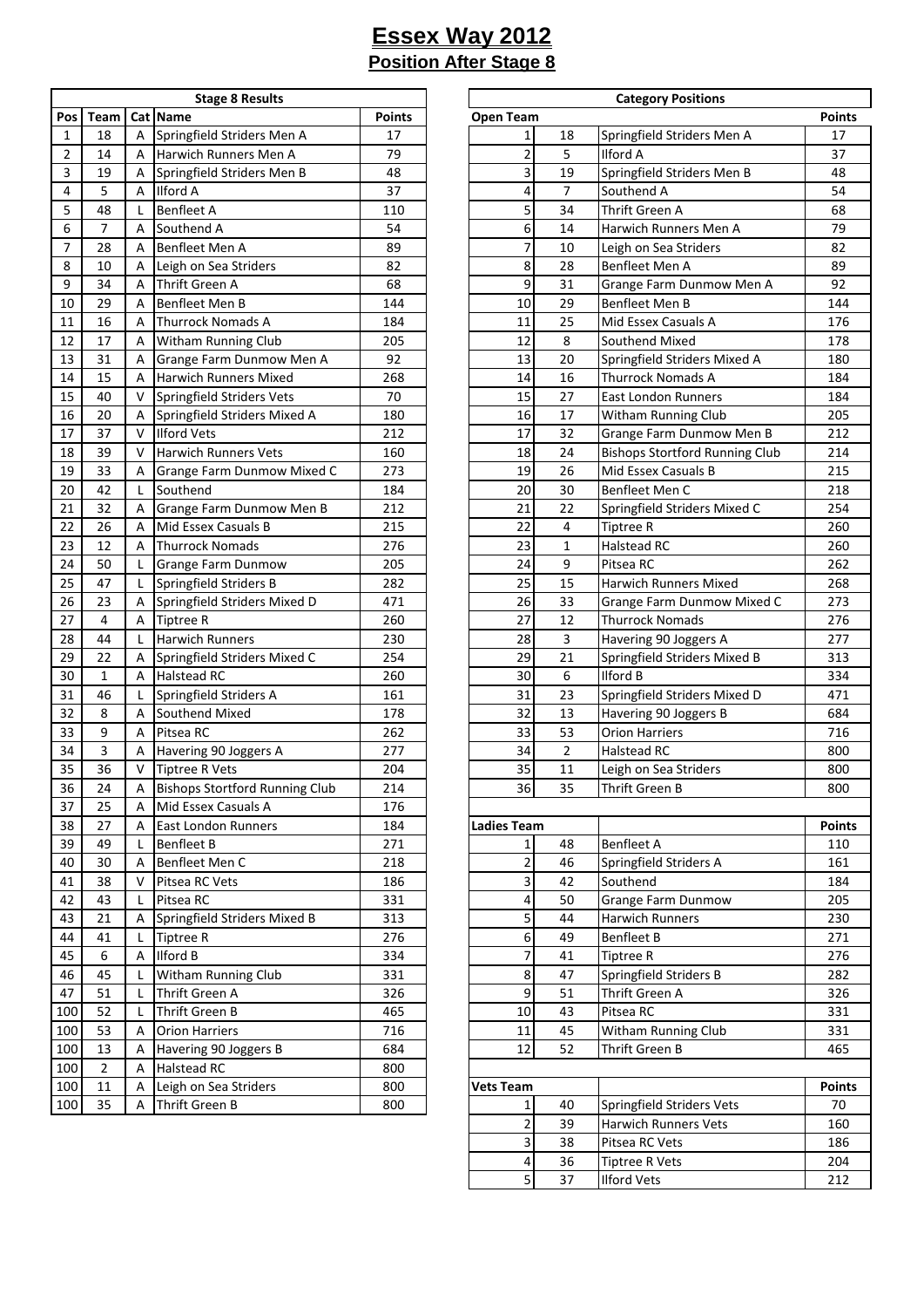# Essex Way 2012

## Position After Stage 8

| Stage 8 Results | | | | |
|---|---|---|---|---|
| Pos | Team | Cat | Name | Points |
| 1 | 18 | A | Springfield Striders Men A | 17 |
| 2 | 14 | A | Harwich Runners Men A | 79 |
| 3 | 19 | A | Springfield Striders Men B | 48 |
| 4 | 5 | A | Ilford A | 37 |
| 5 | 48 | L | Benfleet A | 110 |
| 6 | 7 | A | Southend A | 54 |
| 7 | 28 | A | Benfleet Men A | 89 |
| 8 | 10 | A | Leigh on Sea Striders | 82 |
| 9 | 34 | A | Thrift Green A | 68 |
| 10 | 29 | A | Benfleet Men B | 144 |
| 11 | 16 | A | Thurrock Nomads A | 184 |
| 12 | 17 | A | Witham Running Club | 205 |
| 13 | 31 | A | Grange Farm Dunmow Men A | 92 |
| 14 | 15 | A | Harwich Runners Mixed | 268 |
| 15 | 40 | V | Springfield Striders Vets | 70 |
| 16 | 20 | A | Springfield Striders Mixed A | 180 |
| 17 | 37 | V | Ilford Vets | 212 |
| 18 | 39 | V | Harwich Runners Vets | 160 |
| 19 | 33 | A | Grange Farm Dunmow Mixed C | 273 |
| 20 | 42 | L | Southend | 184 |
| 21 | 32 | A | Grange Farm Dunmow Men B | 212 |
| 22 | 26 | A | Mid Essex Casuals B | 215 |
| 23 | 12 | A | Thurrock Nomads | 276 |
| 24 | 50 | L | Grange Farm Dunmow | 205 |
| 25 | 47 | L | Springfield Striders B | 282 |
| 26 | 23 | A | Springfield Striders Mixed D | 471 |
| 27 | 4 | A | Tiptree R | 260 |
| 28 | 44 | L | Harwich Runners | 230 |
| 29 | 22 | A | Springfield Striders Mixed C | 254 |
| 30 | 1 | A | Halstead RC | 260 |
| 31 | 46 | L | Springfield Striders A | 161 |
| 32 | 8 | A | Southend Mixed | 178 |
| 33 | 9 | A | Pitsea RC | 262 |
| 34 | 3 | A | Havering 90 Joggers A | 277 |
| 35 | 36 | V | Tiptree R Vets | 204 |
| 36 | 24 | A | Bishops Stortford Running Club | 214 |
| 37 | 25 | A | Mid Essex Casuals A | 176 |
| 38 | 27 | A | East London Runners | 184 |
| 39 | 49 | L | Benfleet B | 271 |
| 40 | 30 | A | Benfleet Men C | 218 |
| 41 | 38 | V | Pitsea RC Vets | 186 |
| 42 | 43 | L | Pitsea RC | 331 |
| 43 | 21 | A | Springfield Striders Mixed B | 313 |
| 44 | 41 | L | Tiptree R | 276 |
| 45 | 6 | A | Ilford B | 334 |
| 46 | 45 | L | Witham Running Club | 331 |
| 47 | 51 | L | Thrift Green A | 326 |
| 100 | 52 | L | Thrift Green B | 465 |
| 100 | 53 | A | Orion Harriers | 716 |
| 100 | 13 | A | Havering 90 Joggers B | 684 |
| 100 | 2 | A | Halstead RC | 800 |
| 100 | 11 | A | Leigh on Sea Striders | 800 |
| 100 | 35 | A | Thrift Green B | 800 |

| Category Positions | | | |
|---|---|---|---|
| Open Team | | | Points |
| 1 | 18 | Springfield Striders Men A | 17 |
| 2 | 5 | Ilford A | 37 |
| 3 | 19 | Springfield Striders Men B | 48 |
| 4 | 7 | Southend A | 54 |
| 5 | 34 | Thrift Green A | 68 |
| 6 | 14 | Harwich Runners Men A | 79 |
| 7 | 10 | Leigh on Sea Striders | 82 |
| 8 | 28 | Benfleet Men A | 89 |
| 9 | 31 | Grange Farm Dunmow Men A | 92 |
| 10 | 29 | Benfleet Men B | 144 |
| 11 | 25 | Mid Essex Casuals A | 176 |
| 12 | 8 | Southend Mixed | 178 |
| 13 | 20 | Springfield Striders Mixed A | 180 |
| 14 | 16 | Thurrock Nomads A | 184 |
| 15 | 27 | East London Runners | 184 |
| 16 | 17 | Witham Running Club | 205 |
| 17 | 32 | Grange Farm Dunmow Men B | 212 |
| 18 | 24 | Bishops Stortford Running Club | 214 |
| 19 | 26 | Mid Essex Casuals B | 215 |
| 20 | 30 | Benfleet Men C | 218 |
| 21 | 22 | Springfield Striders Mixed C | 254 |
| 22 | 4 | Tiptree R | 260 |
| 23 | 1 | Halstead RC | 260 |
| 24 | 9 | Pitsea RC | 262 |
| 25 | 15 | Harwich Runners Mixed | 268 |
| 26 | 33 | Grange Farm Dunmow Mixed C | 273 |
| 27 | 12 | Thurrock Nomads | 276 |
| 28 | 3 | Havering 90 Joggers A | 277 |
| 29 | 21 | Springfield Striders Mixed B | 313 |
| 30 | 6 | Ilford B | 334 |
| 31 | 23 | Springfield Striders Mixed D | 471 |
| 32 | 13 | Havering 90 Joggers B | 684 |
| 33 | 53 | Orion Harriers | 716 |
| 34 | 2 | Halstead RC | 800 |
| 35 | 11 | Leigh on Sea Striders | 800 |
| 36 | 35 | Thrift Green B | 800 |
| | | | |
| Ladies Team | | | Points |
| 1 | 48 | Benfleet A | 110 |
| 2 | 46 | Springfield Striders A | 161 |
| 3 | 42 | Southend | 184 |
| 4 | 50 | Grange Farm Dunmow | 205 |
| 5 | 44 | Harwich Runners | 230 |
| 6 | 49 | Benfleet B | 271 |
| 7 | 41 | Tiptree R | 276 |
| 8 | 47 | Springfield Striders B | 282 |
| 9 | 51 | Thrift Green A | 326 |
| 10 | 43 | Pitsea RC | 331 |
| 11 | 45 | Witham Running Club | 331 |
| 12 | 52 | Thrift Green B | 465 |
| | | | |
| Vets Team | | | Points |
| 1 | 40 | Springfield Striders Vets | 70 |
| 2 | 39 | Harwich Runners Vets | 160 |
| 3 | 38 | Pitsea RC Vets | 186 |
| 4 | 36 | Tiptree R Vets | 204 |
| 5 | 37 | Ilford Vets | 212 |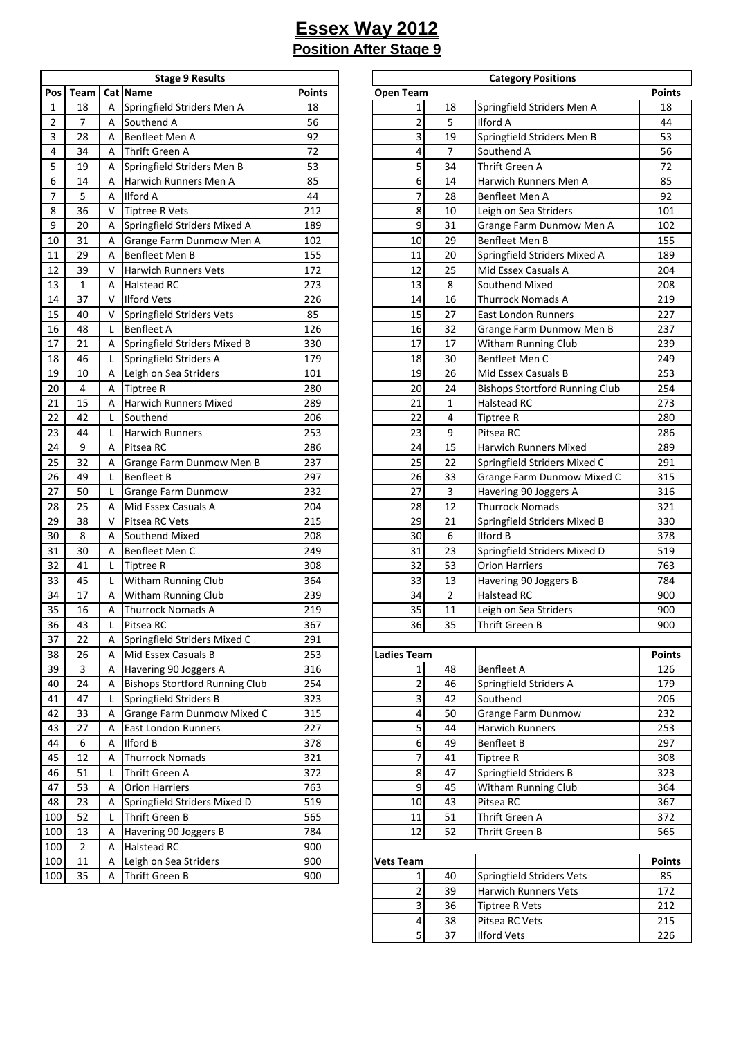# Essex Way 2012

## Position After Stage 9

| Stage 9 Results | | | | |
|---|---|---|---|---|
| Pos | Team | Cat | Name | Points |
| 1 | 18 | A | Springfield Striders Men A | 18 |
| 2 | 7 | A | Southend A | 56 |
| 3 | 28 | A | Benfleet Men A | 92 |
| 4 | 34 | A | Thrift Green A | 72 |
| 5 | 19 | A | Springfield Striders Men B | 53 |
| 6 | 14 | A | Harwich Runners Men A | 85 |
| 7 | 5 | A | Ilford A | 44 |
| 8 | 36 | V | Tiptree R Vets | 212 |
| 9 | 20 | A | Springfield Striders Mixed A | 189 |
| 10 | 31 | A | Grange Farm Dunmow Men A | 102 |
| 11 | 29 | A | Benfleet Men B | 155 |
| 12 | 39 | V | Harwich Runners Vets | 172 |
| 13 | 1 | A | Halstead RC | 273 |
| 14 | 37 | V | Ilford Vets | 226 |
| 15 | 40 | V | Springfield Striders Vets | 85 |
| 16 | 48 | L | Benfleet A | 126 |
| 17 | 21 | A | Springfield Striders Mixed B | 330 |
| 18 | 46 | L | Springfield Striders A | 179 |
| 19 | 10 | A | Leigh on Sea Striders | 101 |
| 20 | 4 | A | Tiptree R | 280 |
| 21 | 15 | A | Harwich Runners Mixed | 289 |
| 22 | 42 | L | Southend | 206 |
| 23 | 44 | L | Harwich Runners | 253 |
| 24 | 9 | A | Pitsea RC | 286 |
| 25 | 32 | A | Grange Farm Dunmow Men B | 237 |
| 26 | 49 | L | Benfleet B | 297 |
| 27 | 50 | L | Grange Farm Dunmow | 232 |
| 28 | 25 | A | Mid Essex Casuals A | 204 |
| 29 | 38 | V | Pitsea RC Vets | 215 |
| 30 | 8 | A | Southend Mixed | 208 |
| 31 | 30 | A | Benfleet Men C | 249 |
| 32 | 41 | L | Tiptree R | 308 |
| 33 | 45 | L | Witham Running Club | 364 |
| 34 | 17 | A | Witham Running Club | 239 |
| 35 | 16 | A | Thurrock Nomads A | 219 |
| 36 | 43 | L | Pitsea RC | 367 |
| 37 | 22 | A | Springfield Striders Mixed C | 291 |
| 38 | 26 | A | Mid Essex Casuals B | 253 |
| 39 | 3 | A | Havering 90 Joggers A | 316 |
| 40 | 24 | A | Bishops Stortford Running Club | 254 |
| 41 | 47 | L | Springfield Striders B | 323 |
| 42 | 33 | A | Grange Farm Dunmow Mixed C | 315 |
| 43 | 27 | A | East London Runners | 227 |
| 44 | 6 | A | Ilford B | 378 |
| 45 | 12 | A | Thurrock Nomads | 321 |
| 46 | 51 | L | Thrift Green A | 372 |
| 47 | 53 | A | Orion Harriers | 763 |
| 48 | 23 | A | Springfield Striders Mixed D | 519 |
| 100 | 52 | L | Thrift Green B | 565 |
| 100 | 13 | A | Havering 90 Joggers B | 784 |
| 100 | 2 | A | Halstead RC | 900 |
| 100 | 11 | A | Leigh on Sea Striders | 900 |
| 100 | 35 | A | Thrift Green B | 900 |

| Category Positions | | | |
|---|---|---|---|
| Open Team | | | Points |
| 1 | 18 | Springfield Striders Men A | 18 |
| 2 | 5 | Ilford A | 44 |
| 3 | 19 | Springfield Striders Men B | 53 |
| 4 | 7 | Southend A | 56 |
| 5 | 34 | Thrift Green A | 72 |
| 6 | 14 | Harwich Runners Men A | 85 |
| 7 | 28 | Benfleet Men A | 92 |
| 8 | 10 | Leigh on Sea Striders | 101 |
| 9 | 31 | Grange Farm Dunmow Men A | 102 |
| 10 | 29 | Benfleet Men B | 155 |
| 11 | 20 | Springfield Striders Mixed A | 189 |
| 12 | 25 | Mid Essex Casuals A | 204 |
| 13 | 8 | Southend Mixed | 208 |
| 14 | 16 | Thurrock Nomads A | 219 |
| 15 | 27 | East London Runners | 227 |
| 16 | 32 | Grange Farm Dunmow Men B | 237 |
| 17 | 17 | Witham Running Club | 239 |
| 18 | 30 | Benfleet Men C | 249 |
| 19 | 26 | Mid Essex Casuals B | 253 |
| 20 | 24 | Bishops Stortford Running Club | 254 |
| 21 | 1 | Halstead RC | 273 |
| 22 | 4 | Tiptree R | 280 |
| 23 | 9 | Pitsea RC | 286 |
| 24 | 15 | Harwich Runners Mixed | 289 |
| 25 | 22 | Springfield Striders Mixed C | 291 |
| 26 | 33 | Grange Farm Dunmow Mixed C | 315 |
| 27 | 3 | Havering 90 Joggers A | 316 |
| 28 | 12 | Thurrock Nomads | 321 |
| 29 | 21 | Springfield Striders Mixed B | 330 |
| 30 | 6 | Ilford B | 378 |
| 31 | 23 | Springfield Striders Mixed D | 519 |
| 32 | 53 | Orion Harriers | 763 |
| 33 | 13 | Havering 90 Joggers B | 784 |
| 34 | 2 | Halstead RC | 900 |
| 35 | 11 | Leigh on Sea Striders | 900 |
| 36 | 35 | Thrift Green B | 900 |
| | | | |
| Ladies Team | | | Points |
| 1 | 48 | Benfleet A | 126 |
| 2 | 46 | Springfield Striders A | 179 |
| 3 | 42 | Southend | 206 |
| 4 | 50 | Grange Farm Dunmow | 232 |
| 5 | 44 | Harwich Runners | 253 |
| 6 | 49 | Benfleet B | 297 |
| 7 | 41 | Tiptree R | 308 |
| 8 | 47 | Springfield Striders B | 323 |
| 9 | 45 | Witham Running Club | 364 |
| 10 | 43 | Pitsea RC | 367 |
| 11 | 51 | Thrift Green A | 372 |
| 12 | 52 | Thrift Green B | 565 |
| | | | |
| Vets Team | | | Points |
| 1 | 40 | Springfield Striders Vets | 85 |
| 2 | 39 | Harwich Runners Vets | 172 |
| 3 | 36 | Tiptree R Vets | 212 |
| 4 | 38 | Pitsea RC Vets | 215 |
| 5 | 37 | Ilford Vets | 226 |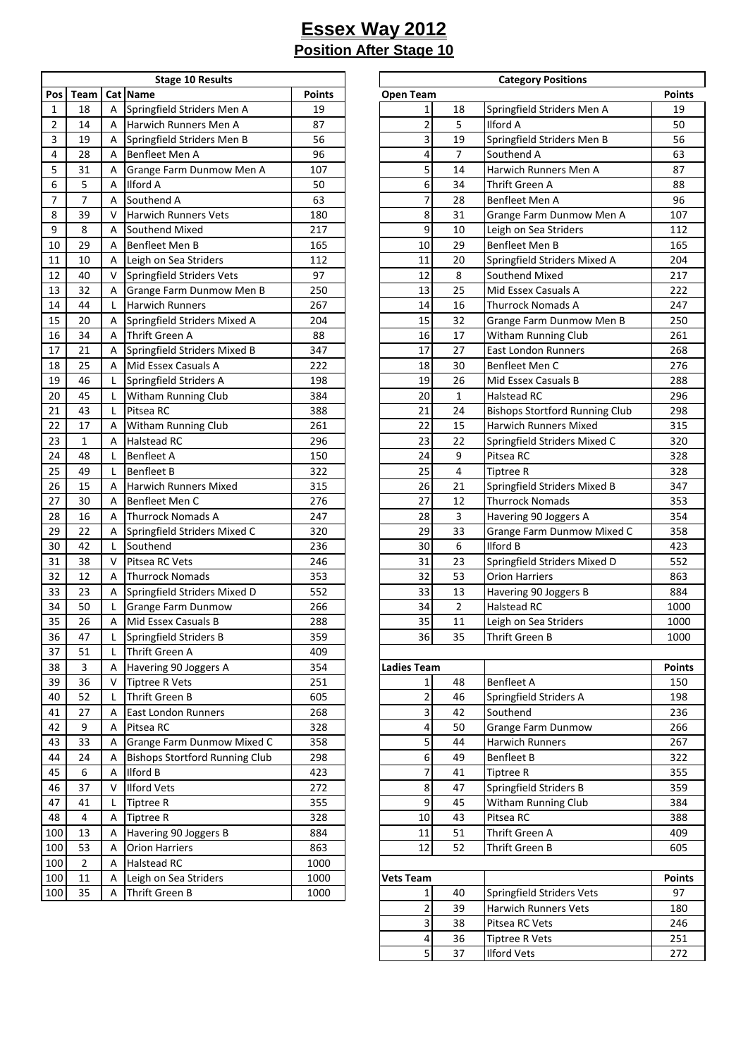# Essex Way 2012

## Position After Stage 10

| Stage 10 Results | | | | |
|---|---|---|---|---|
| Pos | Team | Cat | Name | Points |
| 1 | 18 | A | Springfield Striders Men A | 19 |
| 2 | 14 | A | Harwich Runners Men A | 87 |
| 3 | 19 | A | Springfield Striders Men B | 56 |
| 4 | 28 | A | Benfleet Men A | 96 |
| 5 | 31 | A | Grange Farm Dunmow Men A | 107 |
| 6 | 5 | A | Ilford A | 50 |
| 7 | 7 | A | Southend A | 63 |
| 8 | 39 | V | Harwich Runners Vets | 180 |
| 9 | 8 | A | Southend Mixed | 217 |
| 10 | 29 | A | Benfleet Men B | 165 |
| 11 | 10 | A | Leigh on Sea Striders | 112 |
| 12 | 40 | V | Springfield Striders Vets | 97 |
| 13 | 32 | A | Grange Farm Dunmow Men B | 250 |
| 14 | 44 | L | Harwich Runners | 267 |
| 15 | 20 | A | Springfield Striders Mixed A | 204 |
| 16 | 34 | A | Thrift Green A | 88 |
| 17 | 21 | A | Springfield Striders Mixed B | 347 |
| 18 | 25 | A | Mid Essex Casuals A | 222 |
| 19 | 46 | L | Springfield Striders A | 198 |
| 20 | 45 | L | Witham Running Club | 384 |
| 21 | 43 | L | Pitsea RC | 388 |
| 22 | 17 | A | Witham Running Club | 261 |
| 23 | 1 | A | Halstead RC | 296 |
| 24 | 48 | L | Benfleet A | 150 |
| 25 | 49 | L | Benfleet B | 322 |
| 26 | 15 | A | Harwich Runners Mixed | 315 |
| 27 | 30 | A | Benfleet Men C | 276 |
| 28 | 16 | A | Thurrock Nomads A | 247 |
| 29 | 22 | A | Springfield Striders Mixed C | 320 |
| 30 | 42 | L | Southend | 236 |
| 31 | 38 | V | Pitsea RC Vets | 246 |
| 32 | 12 | A | Thurrock Nomads | 353 |
| 33 | 23 | A | Springfield Striders Mixed D | 552 |
| 34 | 50 | L | Grange Farm Dunmow | 266 |
| 35 | 26 | A | Mid Essex Casuals B | 288 |
| 36 | 47 | L | Springfield Striders B | 359 |
| 37 | 51 | L | Thrift Green A | 409 |
| 38 | 3 | A | Havering 90 Joggers A | 354 |
| 39 | 36 | V | Tiptree R Vets | 251 |
| 40 | 52 | L | Thrift Green B | 605 |
| 41 | 27 | A | East London Runners | 268 |
| 42 | 9 | A | Pitsea RC | 328 |
| 43 | 33 | A | Grange Farm Dunmow Mixed C | 358 |
| 44 | 24 | A | Bishops Stortford Running Club | 298 |
| 45 | 6 | A | Ilford B | 423 |
| 46 | 37 | V | Ilford Vets | 272 |
| 47 | 41 | L | Tiptree R | 355 |
| 48 | 4 | A | Tiptree R | 328 |
| 100 | 13 | A | Havering 90 Joggers B | 884 |
| 100 | 53 | A | Orion Harriers | 863 |
| 100 | 2 | A | Halstead RC | 1000 |
| 100 | 11 | A | Leigh on Sea Striders | 1000 |
| 100 | 35 | A | Thrift Green B | 1000 |

| Category Positions | | | |
|---|---|---|---|
| **Open Team** | | | **Points** |
| 1 | 18 | Springfield Striders Men A | 19 |
| 2 | 5 | Ilford A | 50 |
| 3 | 19 | Springfield Striders Men B | 56 |
| 4 | 7 | Southend A | 63 |
| 5 | 14 | Harwich Runners Men A | 87 |
| 6 | 34 | Thrift Green A | 88 |
| 7 | 28 | Benfleet Men A | 96 |
| 8 | 31 | Grange Farm Dunmow Men A | 107 |
| 9 | 10 | Leigh on Sea Striders | 112 |
| 10 | 29 | Benfleet Men B | 165 |
| 11 | 20 | Springfield Striders Mixed A | 204 |
| 12 | 8 | Southend Mixed | 217 |
| 13 | 25 | Mid Essex Casuals A | 222 |
| 14 | 16 | Thurrock Nomads A | 247 |
| 15 | 32 | Grange Farm Dunmow Men B | 250 |
| 16 | 17 | Witham Running Club | 261 |
| 17 | 27 | East London Runners | 268 |
| 18 | 30 | Benfleet Men C | 276 |
| 19 | 26 | Mid Essex Casuals B | 288 |
| 20 | 1 | Halstead RC | 296 |
| 21 | 24 | Bishops Stortford Running Club | 298 |
| 22 | 15 | Harwich Runners Mixed | 315 |
| 23 | 22 | Springfield Striders Mixed C | 320 |
| 24 | 9 | Pitsea RC | 328 |
| 25 | 4 | Tiptree R | 328 |
| 26 | 21 | Springfield Striders Mixed B | 347 |
| 27 | 12 | Thurrock Nomads | 353 |
| 28 | 3 | Havering 90 Joggers A | 354 |
| 29 | 33 | Grange Farm Dunmow Mixed C | 358 |
| 30 | 6 | Ilford B | 423 |
| 31 | 23 | Springfield Striders Mixed D | 552 |
| 32 | 53 | Orion Harriers | 863 |
| 33 | 13 | Havering 90 Joggers B | 884 |
| 34 | 2 | Halstead RC | 1000 |
| 35 | 11 | Leigh on Sea Striders | 1000 |
| 36 | 35 | Thrift Green B | 1000 |
| | | | |
| **Ladies Team** | | | **Points** |
| 1 | 48 | Benfleet A | 150 |
| 2 | 46 | Springfield Striders A | 198 |
| 3 | 42 | Southend | 236 |
| 4 | 50 | Grange Farm Dunmow | 266 |
| 5 | 44 | Harwich Runners | 267 |
| 6 | 49 | Benfleet B | 322 |
| 7 | 41 | Tiptree R | 355 |
| 8 | 47 | Springfield Striders B | 359 |
| 9 | 45 | Witham Running Club | 384 |
| 10 | 43 | Pitsea RC | 388 |
| 11 | 51 | Thrift Green A | 409 |
| 12 | 52 | Thrift Green B | 605 |
| | | | |
| **Vets Team** | | | **Points** |
| 1 | 40 | Springfield Striders Vets | 97 |
| 2 | 39 | Harwich Runners Vets | 180 |
| 3 | 38 | Pitsea RC Vets | 246 |
| 4 | 36 | Tiptree R Vets | 251 |
| 5 | 37 | Ilford Vets | 272 |